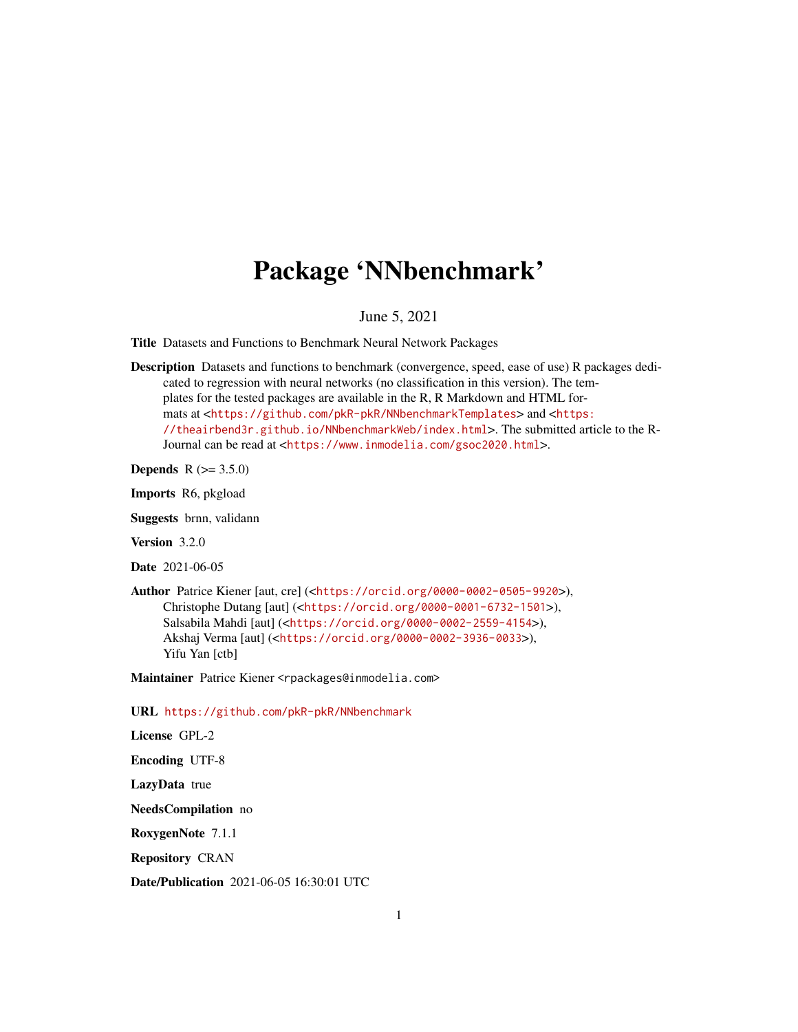# Package 'NNbenchmark'

June 5, 2021

**Title** Datasets and Functions to Benchmark Neural Network Packages

**Description** Datasets and functions to benchmark (convergence, speed, ease of use) R packages dedicated to regression with neural networks (no classification in this version). The templates for the tested packages are available in the R, R Markdown and HTML formats at <https://github.com/pkR-pkR/NNbenchmarkTemplates> and <https://theairbend3r.github.io/NNbenchmarkWeb/index.html>. The submitted article to the R-Journal can be read at <https://www.inmodelia.com/gsoc2020.html>.

**Depends** R (>= 3.5.0)

**Imports** R6, pkgload

**Suggests** brnn, validann

**Version** 3.2.0

**Date** 2021-06-05

**Author** Patrice Kiener [aut, cre] (<https://orcid.org/0000-0002-0505-9920>),
Christophe Dutang [aut] (<https://orcid.org/0000-0001-6732-1501>),
Salsabila Mahdi [aut] (<https://orcid.org/0000-0002-2559-4154>),
Akshaj Verma [aut] (<https://orcid.org/0000-0002-3936-0033>),
Yifu Yan [ctb]

**Maintainer** Patrice Kiener <rpackages@inmodelia.com>

**URL** https://github.com/pkR-pkR/NNbenchmark

**License** GPL-2

**Encoding** UTF-8

**LazyData** true

**NeedsCompilation** no

**RoxygenNote** 7.1.1

**Repository** CRAN

**Date/Publication** 2021-06-05 16:30:01 UTC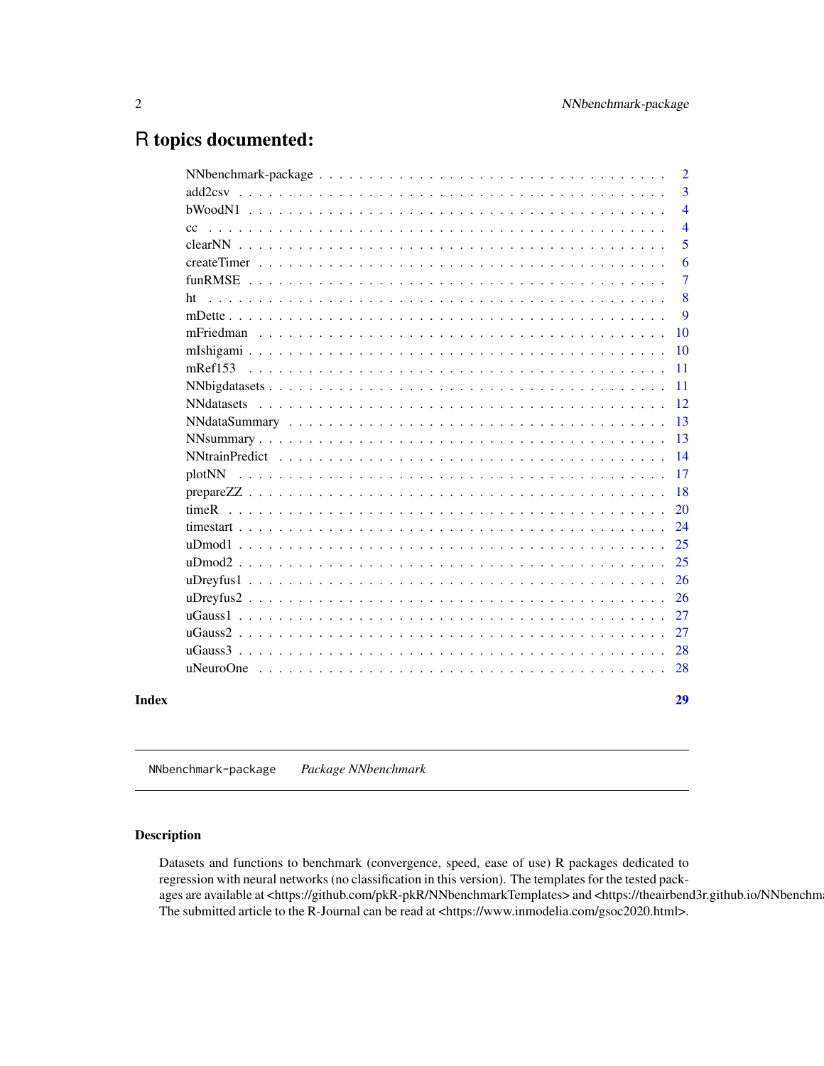# R topics documented:

| | |
|---|---|
| NNbenchmark-package | 2 |
| add2csv | 3 |
| bWoodN1 | 4 |
| cc | 4 |
| clearNN | 5 |
| createTimer | 6 |
| funRMSE | 7 |
| ht | 8 |
| mDette | 9 |
| mFriedman | 10 |
| mIshigami | 10 |
| mRef153 | 11 |
| NNbigdatasets | 11 |
| NNdatasets | 12 |
| NNdataSummary | 13 |
| NNsummary | 13 |
| NNtrainPredict | 14 |
| plotNN | 17 |
| prepareZZ | 18 |
| timeR | 20 |
| timestart | 24 |
| uDmod1 | 25 |
| uDmod2 | 25 |
| uDreyfus1 | 26 |
| uDreyfus2 | 26 |
| uGauss1 | 27 |
| uGauss2 | 27 |
| uGauss3 | 28 |
| uNeuroOne | 28 |
| **Index** | **29** |

---

`NNbenchmark-package` *Package NNbenchmark*

---

## Description

Datasets and functions to benchmark (convergence, speed, ease of use) R packages dedicated to regression with neural networks (no classification in this version). The templates for the tested packages are available at <https://github.com/pkR-pkR/NNbenchmarkTemplates> and <https://theairbend3r.github.io/NNbenchma
The submitted article to the R-Journal can be read at <https://www.inmodelia.com/gsoc2020.html>.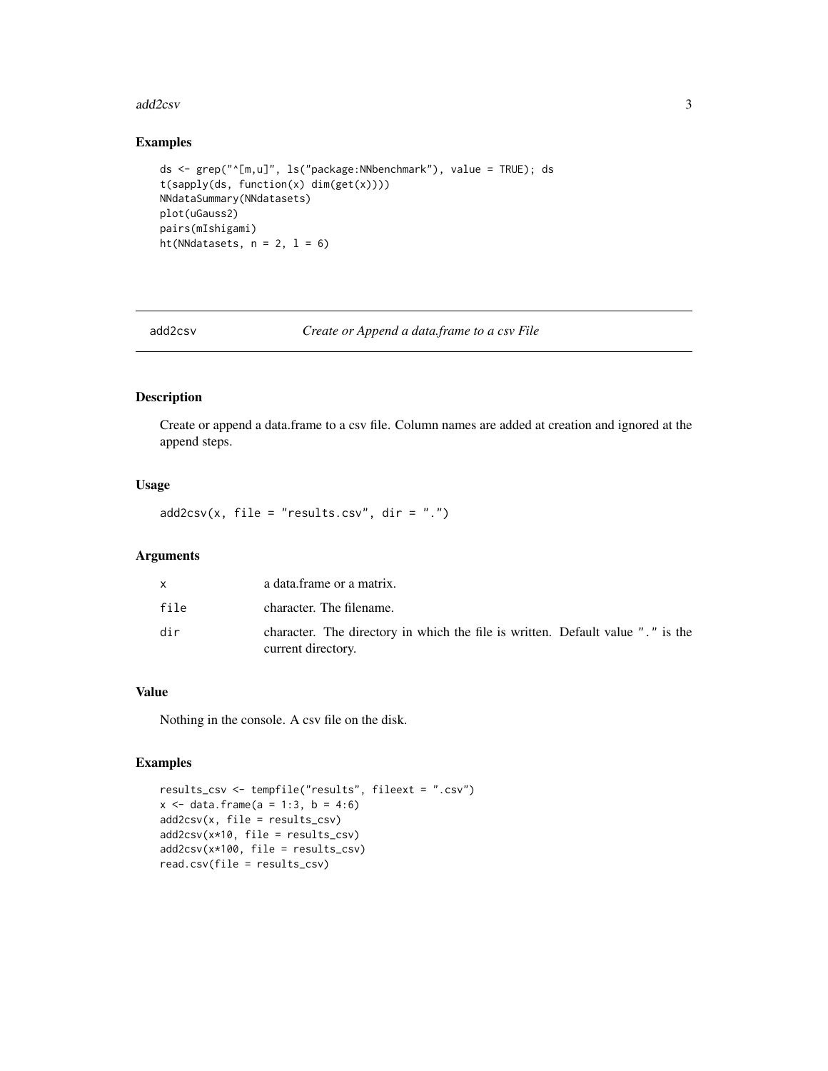## Examples

```
ds <- grep("^[m,u]", ls("package:NNbenchmark"), value = TRUE); ds
t(sapply(ds, function(x) dim(get(x))))
NNdataSummary(NNdatasets)
plot(uGauss2)
pairs(mIshigami)
ht(NNdatasets, n = 2, l = 6)
```

---

# add2csv — *Create or Append a data.frame to a csv File*

## Description

Create or append a data.frame to a csv file. Column names are added at creation and ignored at the append steps.

## Usage

```
add2csv(x, file = "results.csv", dir = ".")
```

## Arguments

| | |
|---|---|
| x | a data.frame or a matrix. |
| file | character. The filename. |
| dir | character. The directory in which the file is written. Default value "." is the current directory. |

## Value

Nothing in the console. A csv file on the disk.

## Examples

```
results_csv <- tempfile("results", fileext = ".csv")
x <- data.frame(a = 1:3, b = 4:6)
add2csv(x, file = results_csv)
add2csv(x*10, file = results_csv)
add2csv(x*100, file = results_csv)
read.csv(file = results_csv)
```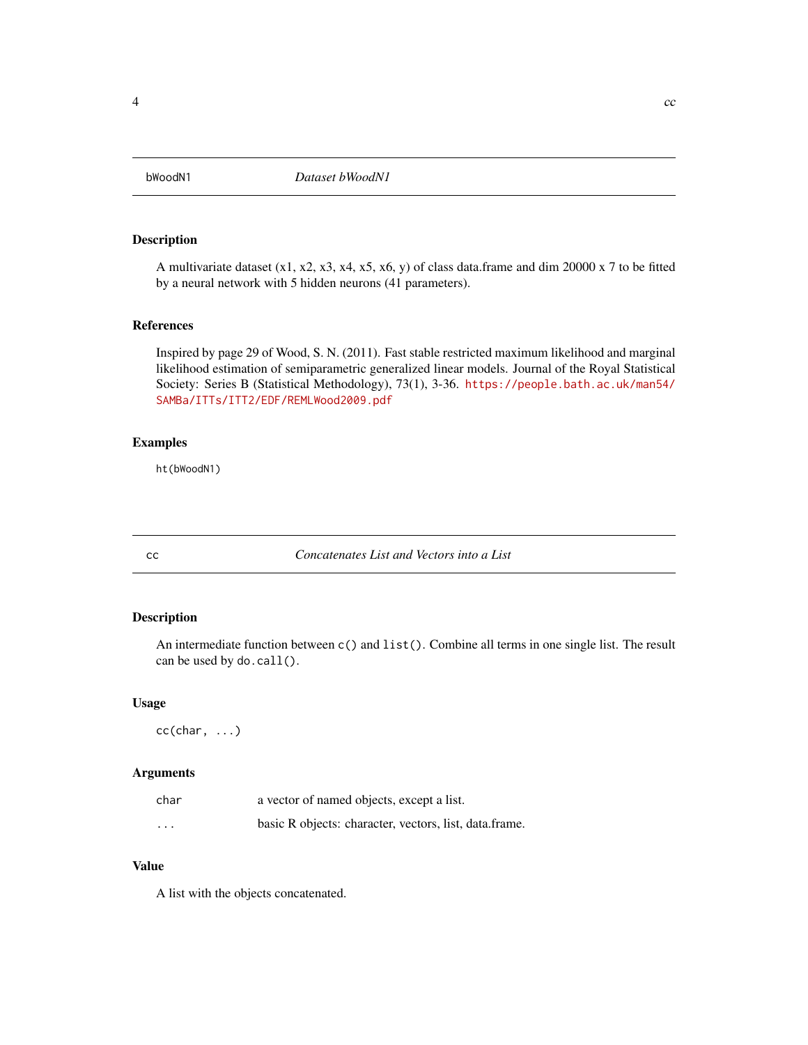## bWoodN1 — *Dataset bWoodN1*

### Description

A multivariate dataset (x1, x2, x3, x4, x5, x6, y) of class data.frame and dim 20000 x 7 to be fitted by a neural network with 5 hidden neurons (41 parameters).

### References

Inspired by page 29 of Wood, S. N. (2011). Fast stable restricted maximum likelihood and marginal likelihood estimation of semiparametric generalized linear models. Journal of the Royal Statistical Society: Series B (Statistical Methodology), 73(1), 3-36. https://people.bath.ac.uk/man54/SAMBa/ITTs/ITT2/EDF/REMLWood2009.pdf

### Examples

```
ht(bWoodN1)
```

## cc — *Concatenates List and Vectors into a List*

### Description

An intermediate function between `c()` and `list()`. Combine all terms in one single list. The result can be used by `do.call()`.

### Usage

```
cc(char, ...)
```

### Arguments

| | |
|---|---|
| char | a vector of named objects, except a list. |
| ... | basic R objects: character, vectors, list, data.frame. |

### Value

A list with the objects concatenated.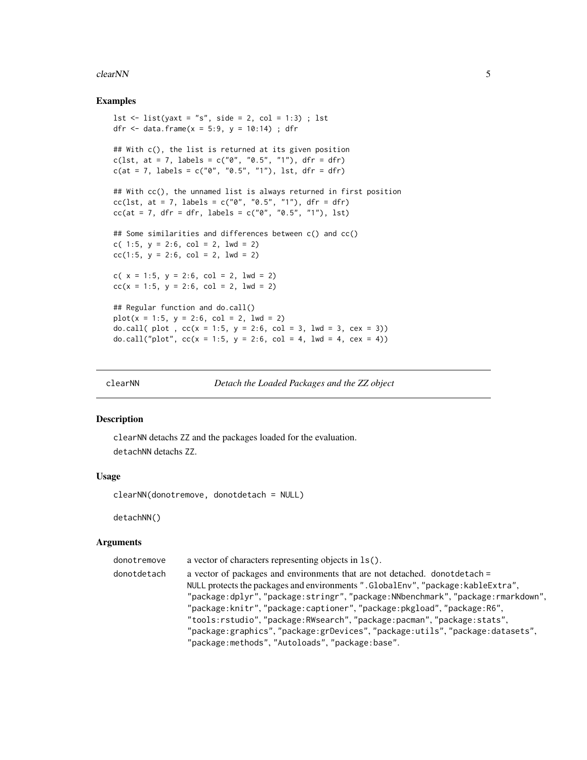### Examples

```
lst <- list(yaxt = "s", side = 2, col = 1:3) ; lst
dfr <- data.frame(x = 5:9, y = 10:14) ; dfr

## With c(), the list is returned at its given position
c(lst, at = 7, labels = c("0", "0.5", "1"), dfr = dfr)
c(at = 7, labels = c("0", "0.5", "1"), lst, dfr = dfr)

## With cc(), the unnamed list is always returned in first position
cc(lst, at = 7, labels = c("0", "0.5", "1"), dfr = dfr)
cc(at = 7, dfr = dfr, labels = c("0", "0.5", "1"), lst)

## Some similarities and differences between c() and cc()
c( 1:5, y = 2:6, col = 2, lwd = 2)
cc(1:5, y = 2:6, col = 2, lwd = 2)

c( x = 1:5, y = 2:6, col = 2, lwd = 2)
cc(x = 1:5, y = 2:6, col = 2, lwd = 2)

## Regular function and do.call()
plot(x = 1:5, y = 2:6, col = 2, lwd = 2)
do.call( plot , cc(x = 1:5, y = 2:6, col = 3, lwd = 3, cex = 3))
do.call("plot", cc(x = 1:5, y = 2:6, col = 4, lwd = 4, cex = 4))
```

---

## clearNN — *Detach the Loaded Packages and the ZZ object*

### Description

`clearNN` detachs `ZZ` and the packages loaded for the evaluation.

`detachNN` detachs `ZZ`.

### Usage

```
clearNN(donotremove, donotdetach = NULL)

detachNN()
```

### Arguments

| | |
|---|---|
| `donotremove` | a vector of characters representing objects in `ls()`. |
| `donotdetach` | a vector of packages and environments that are not detached. `donotdetach = NULL` protects the packages and environments `".GlobalEnv"`, `"package:kableExtra"`, `"package:dplyr"`, `"package:stringr"`, `"package:NNbenchmark"`, `"package:rmarkdown"`, `"package:knitr"`, `"package:captioner"`, `"package:pkgload"`, `"package:R6"`, `"tools:rstudio"`, `"package:RWsearch"`, `"package:pacman"`, `"package:stats"`, `"package:graphics"`, `"package:grDevices"`, `"package:utils"`, `"package:datasets"`, `"package:methods"`, `"Autoloads"`, `"package:base"`. |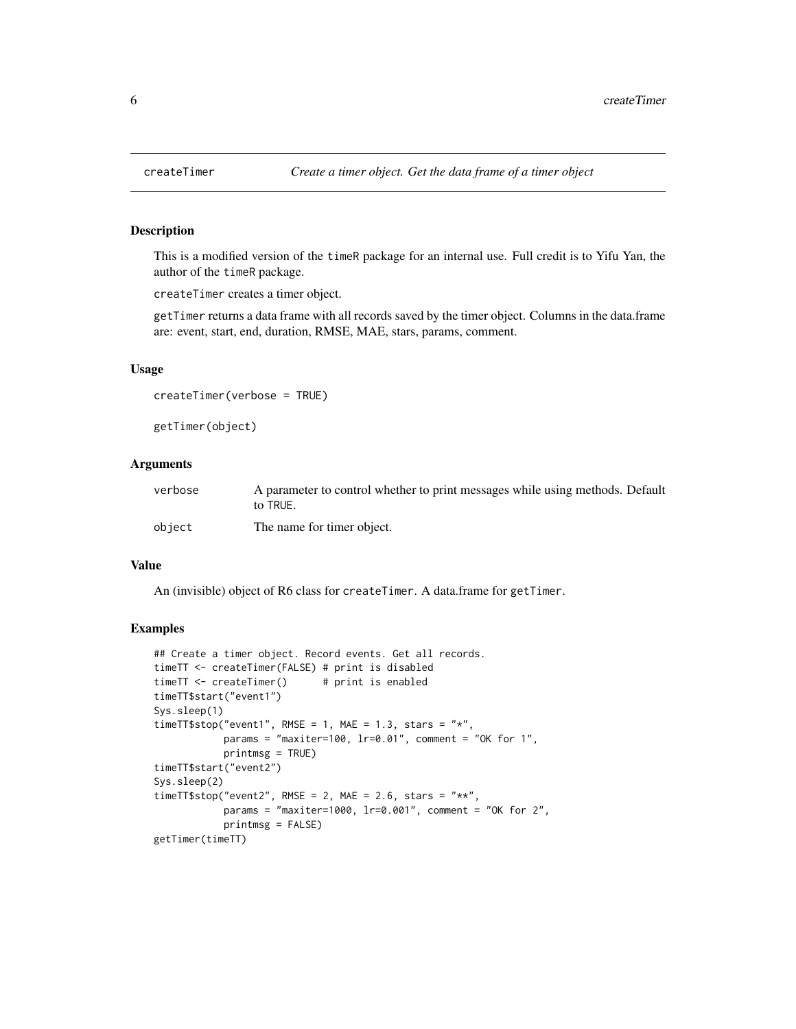# createTimer *Create a timer object. Get the data frame of a timer object*

## Description

This is a modified version of the `timeR` package for an internal use. Full credit is to Yifu Yan, the author of the `timeR` package.

`createTimer` creates a timer object.

`getTimer` returns a data frame with all records saved by the timer object. Columns in the data.frame are: event, start, end, duration, RMSE, MAE, stars, params, comment.

## Usage

```
createTimer(verbose = TRUE)

getTimer(object)
```

## Arguments

| | |
|---|---|
| `verbose` | A parameter to control whether to print messages while using methods. Default to `TRUE`. |
| `object` | The name for timer object. |

## Value

An (invisible) object of R6 class for `createTimer`. A data.frame for `getTimer`.

## Examples

```
## Create a timer object. Record events. Get all records.
timeTT <- createTimer(FALSE) # print is disabled
timeTT <- createTimer()      # print is enabled
timeTT$start("event1")
Sys.sleep(1)
timeTT$stop("event1", RMSE = 1, MAE = 1.3, stars = "*",
            params = "maxiter=100, lr=0.01", comment = "OK for 1",
            printmsg = TRUE)
timeTT$start("event2")
Sys.sleep(2)
timeTT$stop("event2", RMSE = 2, MAE = 2.6, stars = "**",
            params = "maxiter=1000, lr=0.001", comment = "OK for 2",
            printmsg = FALSE)
getTimer(timeTT)
```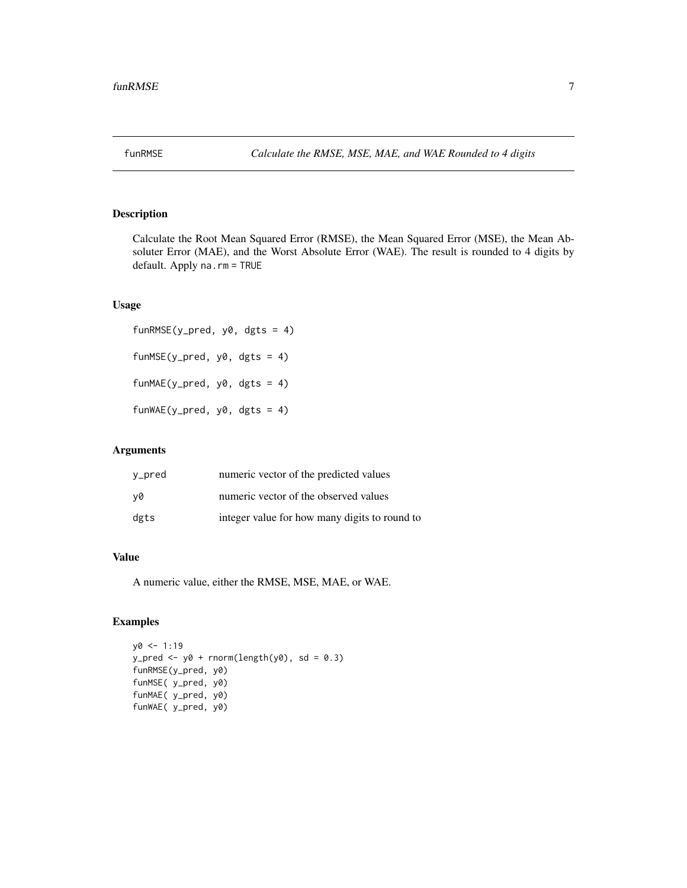funRMSE *Calculate the RMSE, MSE, MAE, and WAE Rounded to 4 digits*

## Description

Calculate the Root Mean Squared Error (RMSE), the Mean Squared Error (MSE), the Mean Absoluter Error (MAE), and the Worst Absolute Error (WAE). The result is rounded to 4 digits by default. Apply `na.rm = TRUE`

## Usage

```
funRMSE(y_pred, y0, dgts = 4)

funMSE(y_pred, y0, dgts = 4)

funMAE(y_pred, y0, dgts = 4)

funWAE(y_pred, y0, dgts = 4)
```

## Arguments

| | |
|---|---|
| y_pred | numeric vector of the predicted values |
| y0 | numeric vector of the observed values |
| dgts | integer value for how many digits to round to |

## Value

A numeric value, either the RMSE, MSE, MAE, or WAE.

## Examples

```
y0 <- 1:19
y_pred <- y0 + rnorm(length(y0), sd = 0.3)
funRMSE(y_pred, y0)
funMSE( y_pred, y0)
funMAE( y_pred, y0)
funWAE( y_pred, y0)
```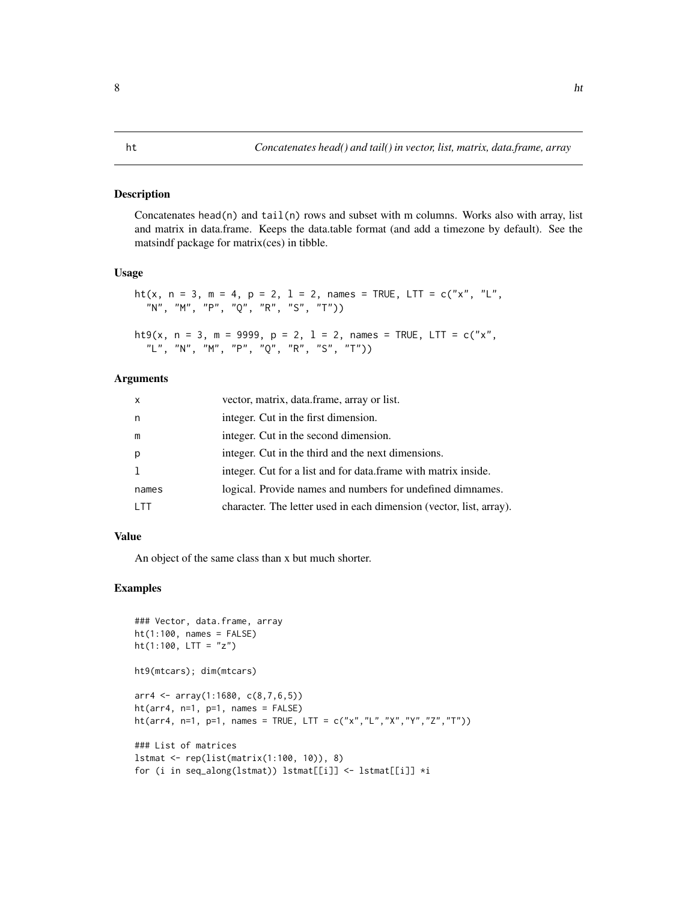ht *Concatenates head() and tail() in vector, list, matrix, data.frame, array*

## Description

Concatenates `head(n)` and `tail(n)` rows and subset with m columns. Works also with array, list and matrix in data.frame. Keeps the data.table format (and add a timezone by default). See the matsindf package for matrix(ces) in tibble.

## Usage

```
ht(x, n = 3, m = 4, p = 2, l = 2, names = TRUE, LTT = c("x", "L",
  "N", "M", "P", "Q", "R", "S", "T"))

ht9(x, n = 3, m = 9999, p = 2, l = 2, names = TRUE, LTT = c("x",
  "L", "N", "M", "P", "Q", "R", "S", "T"))
```

## Arguments

| | |
|---|---|
| x | vector, matrix, data.frame, array or list. |
| n | integer. Cut in the first dimension. |
| m | integer. Cut in the second dimension. |
| p | integer. Cut in the third and the next dimensions. |
| l | integer. Cut for a list and for data.frame with matrix inside. |
| names | logical. Provide names and numbers for undefined dimnames. |
| LTT | character. The letter used in each dimension (vector, list, array). |

## Value

An object of the same class than x but much shorter.

## Examples

```
### Vector, data.frame, array
ht(1:100, names = FALSE)
ht(1:100, LTT = "z")

ht9(mtcars); dim(mtcars)

arr4 <- array(1:1680, c(8,7,6,5))
ht(arr4, n=1, p=1, names = FALSE)
ht(arr4, n=1, p=1, names = TRUE, LTT = c("x","L","X","Y","Z","T"))

### List of matrices
lstmat <- rep(list(matrix(1:100, 10)), 8)
for (i in seq_along(lstmat)) lstmat[[i]] <- lstmat[[i]] *i
```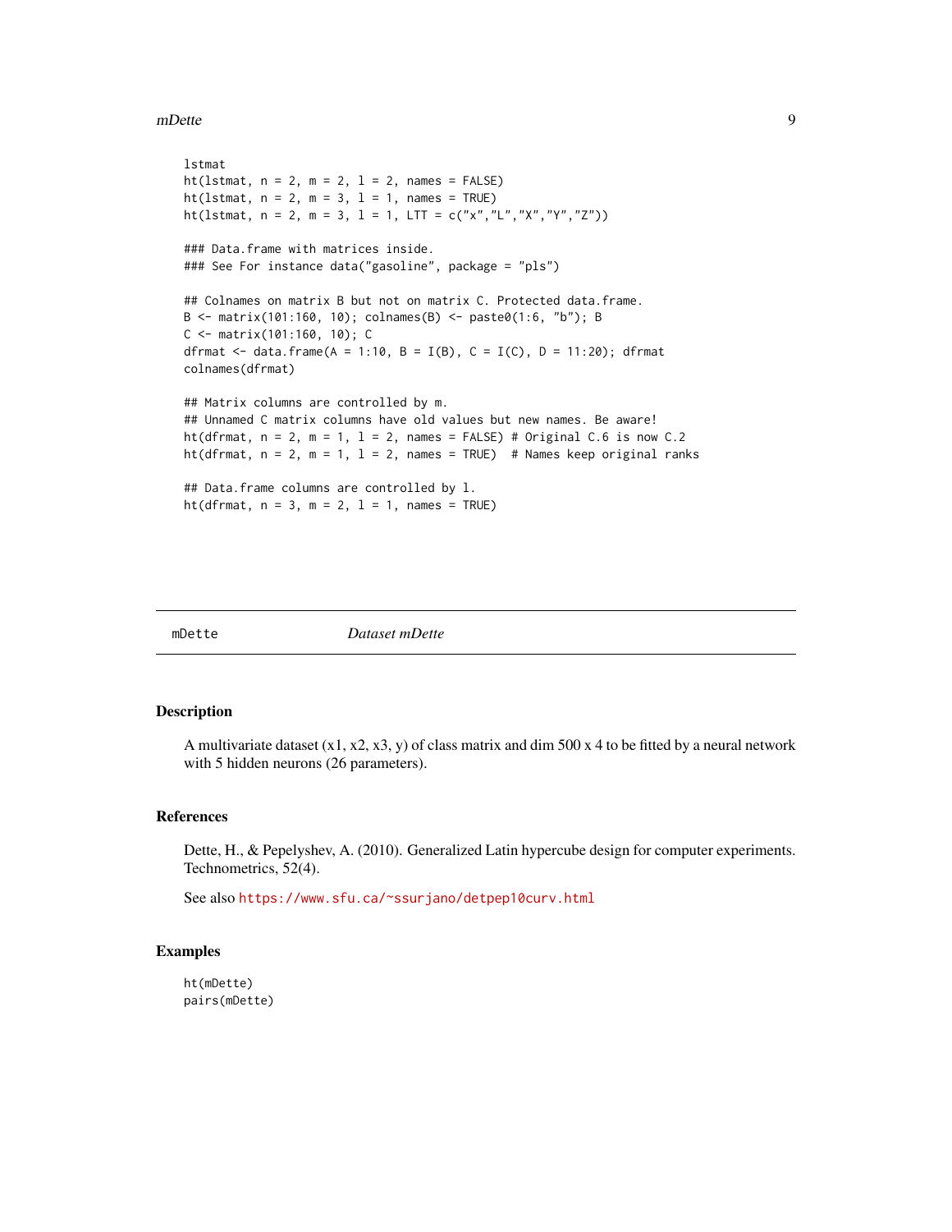```
lstmat
ht(lstmat, n = 2, m = 2, l = 2, names = FALSE)
ht(lstmat, n = 2, m = 3, l = 1, names = TRUE)
ht(lstmat, n = 2, m = 3, l = 1, LTT = c("x","L","X","Y","Z"))

### Data.frame with matrices inside.
### See For instance data("gasoline", package = "pls")

## Colnames on matrix B but not on matrix C. Protected data.frame.
B <- matrix(101:160, 10); colnames(B) <- paste0(1:6, "b"); B
C <- matrix(101:160, 10); C
dfrmat <- data.frame(A = 1:10, B = I(B), C = I(C), D = 11:20); dfrmat
colnames(dfrmat)

## Matrix columns are controlled by m.
## Unnamed C matrix columns have old values but new names. Be aware!
ht(dfrmat, n = 2, m = 1, l = 2, names = FALSE) # Original C.6 is now C.2
ht(dfrmat, n = 2, m = 1, l = 2, names = TRUE)  # Names keep original ranks

## Data.frame columns are controlled by l.
ht(dfrmat, n = 3, m = 2, l = 1, names = TRUE)
```

---

# mDette — *Dataset mDette*

## Description

A multivariate dataset (x1, x2, x3, y) of class matrix and dim 500 x 4 to be fitted by a neural network with 5 hidden neurons (26 parameters).

## References

Dette, H., & Pepelyshev, A. (2010). Generalized Latin hypercube design for computer experiments. Technometrics, 52(4).

See also https://www.sfu.ca/~ssurjano/detpep10curv.html

## Examples

```
ht(mDette)
pairs(mDette)
```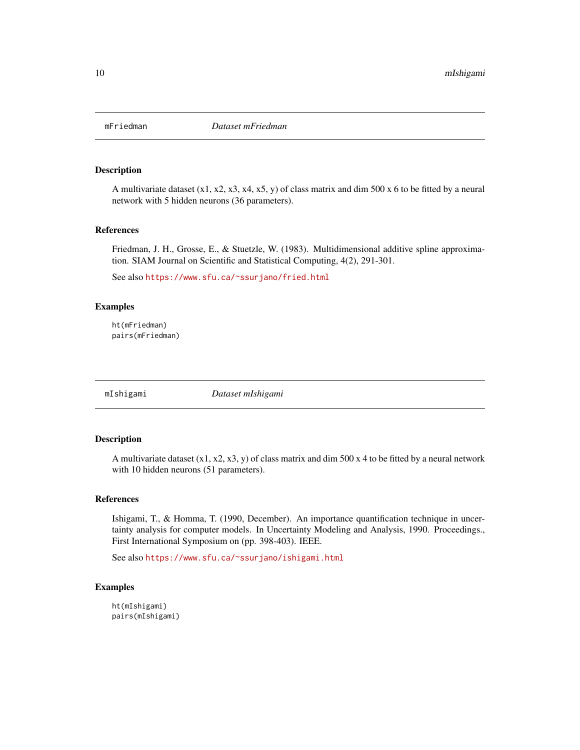## mFriedman — *Dataset mFriedman*

### Description

A multivariate dataset (x1, x2, x3, x4, x5, y) of class matrix and dim 500 x 6 to be fitted by a neural network with 5 hidden neurons (36 parameters).

### References

Friedman, J. H., Grosse, E., & Stuetzle, W. (1983). Multidimensional additive spline approximation. SIAM Journal on Scientific and Statistical Computing, 4(2), 291-301.

See also https://www.sfu.ca/~ssurjano/fried.html

### Examples

```
ht(mFriedman)
pairs(mFriedman)
```

## mIshigami — *Dataset mIshigami*

### Description

A multivariate dataset (x1, x2, x3, y) of class matrix and dim 500 x 4 to be fitted by a neural network with 10 hidden neurons (51 parameters).

### References

Ishigami, T., & Homma, T. (1990, December). An importance quantification technique in uncertainty analysis for computer models. In Uncertainty Modeling and Analysis, 1990. Proceedings., First International Symposium on (pp. 398-403). IEEE.

See also https://www.sfu.ca/~ssurjano/ishigami.html

### Examples

```
ht(mIshigami)
pairs(mIshigami)
```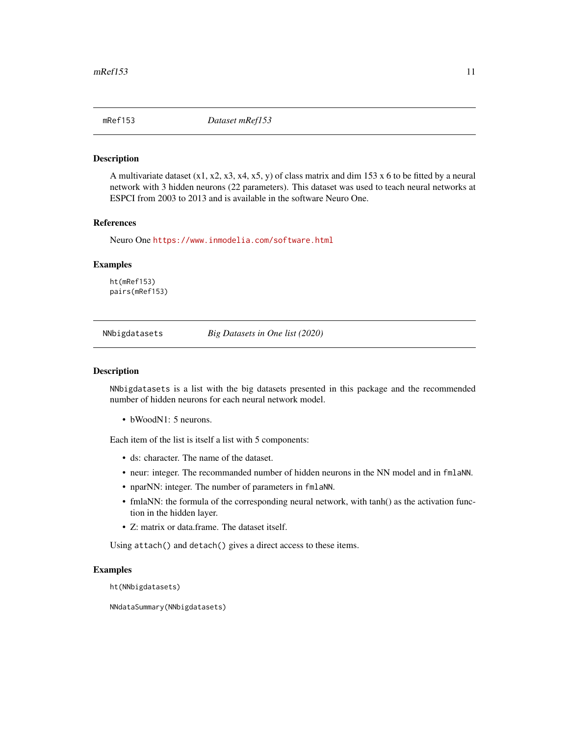## mRef153 — *Dataset mRef153*

### Description

A multivariate dataset (x1, x2, x3, x4, x5, y) of class matrix and dim 153 x 6 to be fitted by a neural network with 3 hidden neurons (22 parameters). This dataset was used to teach neural networks at ESPCI from 2003 to 2013 and is available in the software Neuro One.

### References

Neuro One https://www.inmodelia.com/software.html

### Examples

```
ht(mRef153)
pairs(mRef153)
```

## NNbigdatasets — *Big Datasets in One list (2020)*

### Description

`NNbigdatasets` is a list with the big datasets presented in this package and the recommended number of hidden neurons for each neural network model.

- bWoodN1: 5 neurons.

Each item of the list is itself a list with 5 components:

- ds: character. The name of the dataset.
- neur: integer. The recommanded number of hidden neurons in the NN model and in `fmlaNN`.
- nparNN: integer. The number of parameters in `fmlaNN`.
- fmlaNN: the formula of the corresponding neural network, with tanh() as the activation function in the hidden layer.
- Z: matrix or data.frame. The dataset itself.

Using `attach()` and `detach()` gives a direct access to these items.

### Examples

```
ht(NNbigdatasets)

NNdataSummary(NNbigdatasets)
```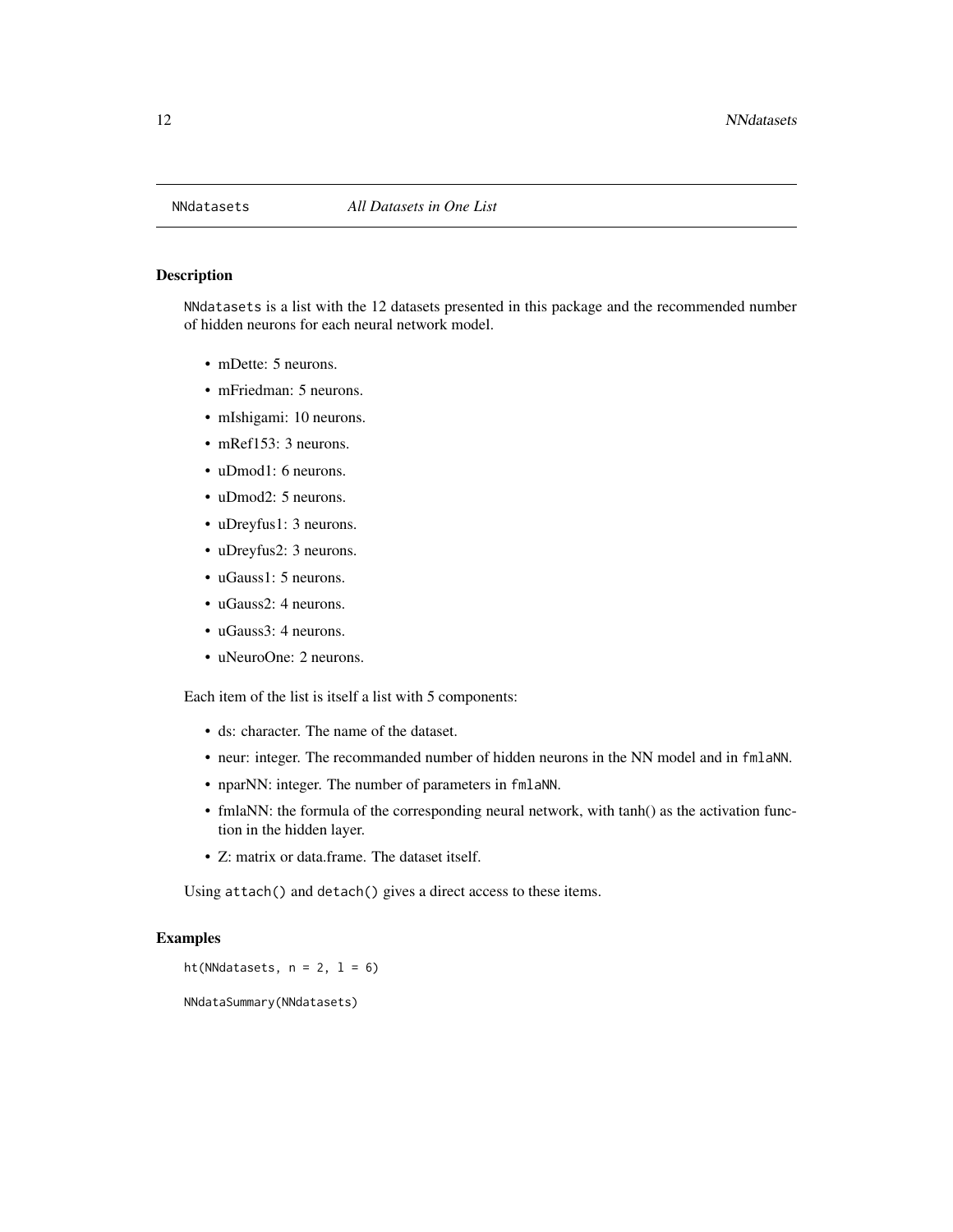# NNdatasets *All Datasets in One List*

## Description

`NNdatasets` is a list with the 12 datasets presented in this package and the recommended number of hidden neurons for each neural network model.

- mDette: 5 neurons.
- mFriedman: 5 neurons.
- mIshigami: 10 neurons.
- mRef153: 3 neurons.
- uDmod1: 6 neurons.
- uDmod2: 5 neurons.
- uDreyfus1: 3 neurons.
- uDreyfus2: 3 neurons.
- uGauss1: 5 neurons.
- uGauss2: 4 neurons.
- uGauss3: 4 neurons.
- uNeuroOne: 2 neurons.

Each item of the list is itself a list with 5 components:

- ds: character. The name of the dataset.
- neur: integer. The recommanded number of hidden neurons in the NN model and in `fmlaNN`.
- nparNN: integer. The number of parameters in `fmlaNN`.
- fmlaNN: the formula of the corresponding neural network, with tanh() as the activation function in the hidden layer.
- Z: matrix or data.frame. The dataset itself.

Using `attach()` and `detach()` gives a direct access to these items.

## Examples

```
ht(NNdatasets, n = 2, l = 6)

NNdataSummary(NNdatasets)
```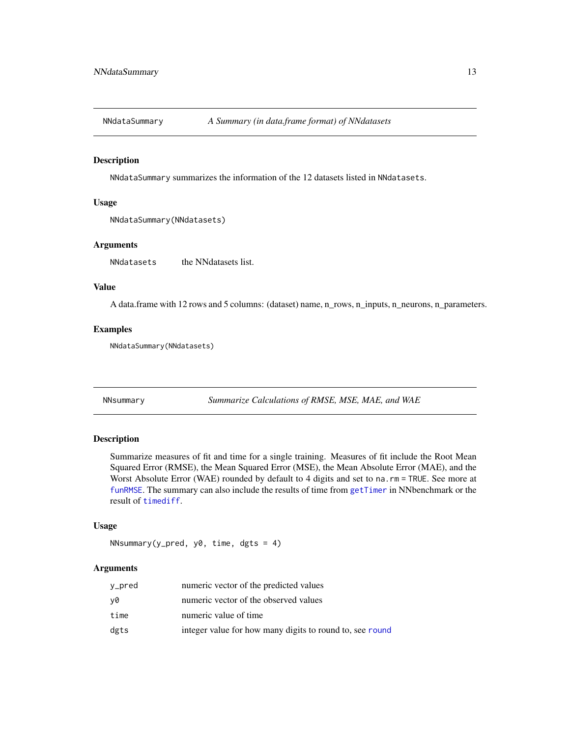## NNdataSummary *A Summary (in data.frame format) of NNdatasets*

### Description

NNdataSummary summarizes the information of the 12 datasets listed in NNdatasets.

### Usage

```
NNdataSummary(NNdatasets)
```

### Arguments

| | |
|---|---|
| NNdatasets | the NNdatasets list. |

### Value

A data.frame with 12 rows and 5 columns: (dataset) name, n_rows, n_inputs, n_neurons, n_parameters.

### Examples

```
NNdataSummary(NNdatasets)
```

## NNsummary *Summarize Calculations of RMSE, MSE, MAE, and WAE*

### Description

Summarize measures of fit and time for a single training. Measures of fit include the Root Mean Squared Error (RMSE), the Mean Squared Error (MSE), the Mean Absolute Error (MAE), and the Worst Absolute Error (WAE) rounded by default to 4 digits and set to na.rm = TRUE. See more at funRMSE. The summary can also include the results of time from getTimer in NNbenchmark or the result of timediff.

### Usage

```
NNsummary(y_pred, y0, time, dgts = 4)
```

### Arguments

| | |
|---|---|
| y_pred | numeric vector of the predicted values |
| y0 | numeric vector of the observed values |
| time | numeric value of time |
| dgts | integer value for how many digits to round to, see round |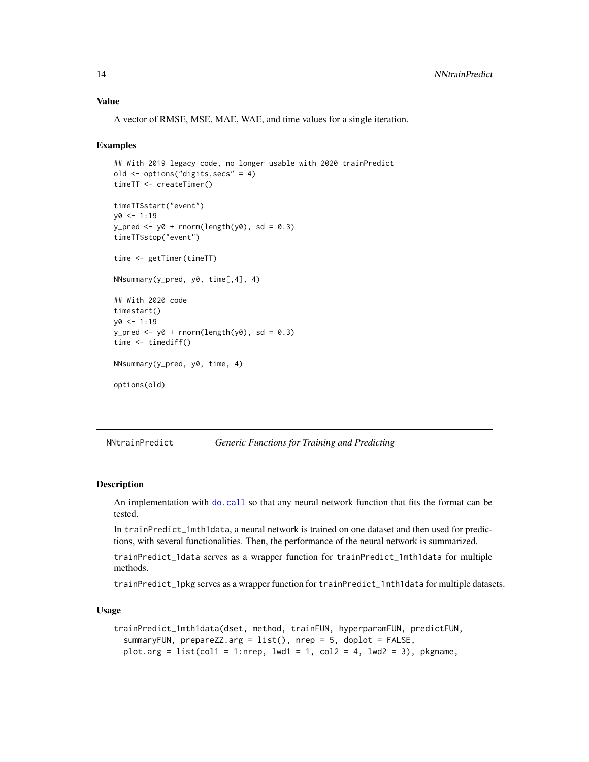## Value

A vector of RMSE, MSE, MAE, WAE, and time values for a single iteration.

## Examples

```
## With 2019 legacy code, no longer usable with 2020 trainPredict
old <- options("digits.secs" = 4)
timeTT <- createTimer()

timeTT$start("event")
y0 <- 1:19
y_pred <- y0 + rnorm(length(y0), sd = 0.3)
timeTT$stop("event")

time <- getTimer(timeTT)

NNsummary(y_pred, y0, time[,4], 4)

## With 2020 code
timestart()
y0 <- 1:19
y_pred <- y0 + rnorm(length(y0), sd = 0.3)
time <- timediff()

NNsummary(y_pred, y0, time, 4)

options(old)
```

---

# NNtrainPredict — *Generic Functions for Training and Predicting*

## Description

An implementation with do.call so that any neural network function that fits the format can be tested.

In trainPredict_1mth1data, a neural network is trained on one dataset and then used for predictions, with several functionalities. Then, the performance of the neural network is summarized.

trainPredict_1data serves as a wrapper function for trainPredict_1mth1data for multiple methods.

trainPredict_1pkg serves as a wrapper function for trainPredict_1mth1data for multiple datasets.

## Usage

```
trainPredict_1mth1data(dset, method, trainFUN, hyperparamFUN, predictFUN,
  summaryFUN, prepareZZ.arg = list(), nrep = 5, doplot = FALSE,
  plot.arg = list(col1 = 1:nrep, lwd1 = 1, col2 = 4, lwd2 = 3), pkgname,
```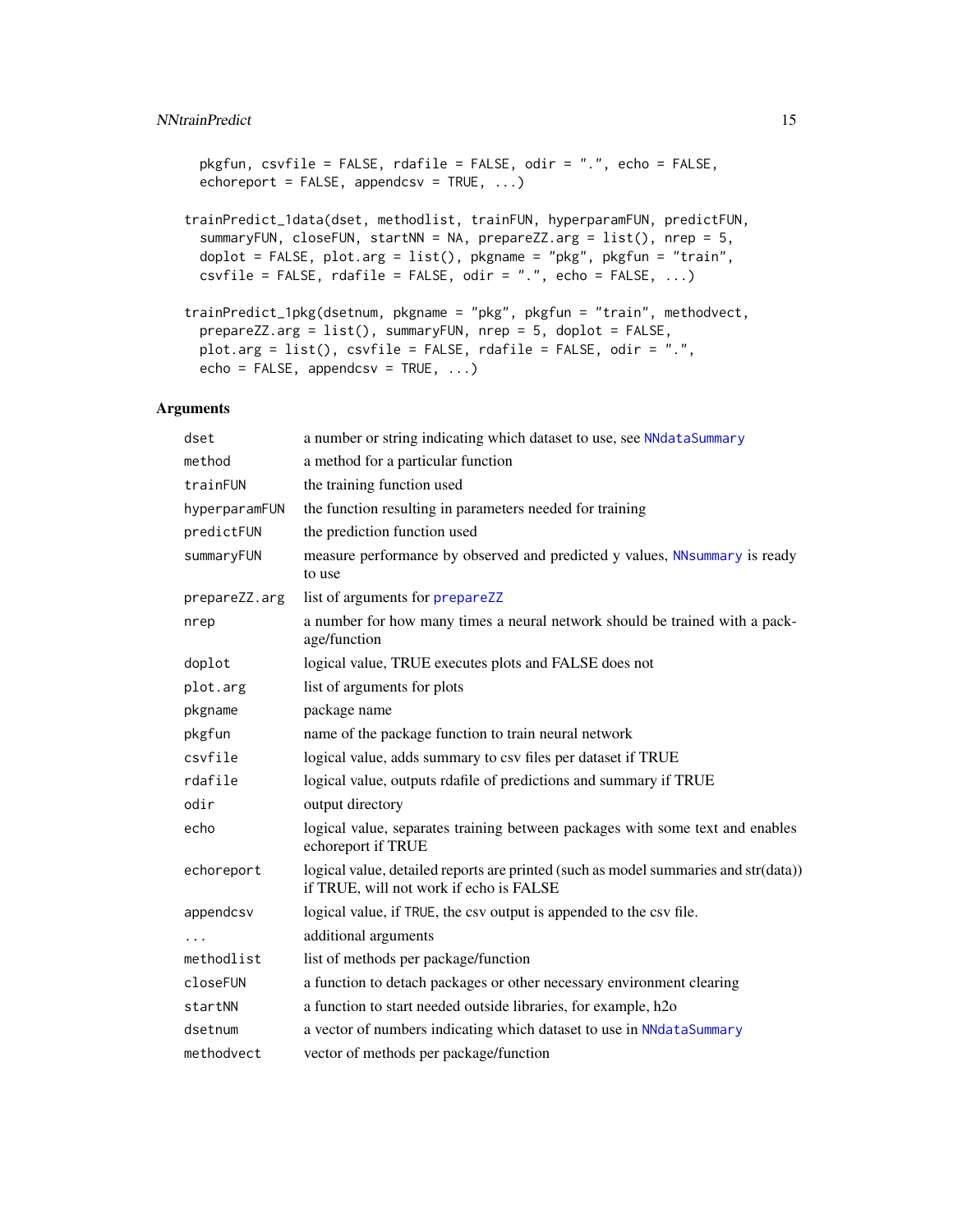```
  pkgfun, csvfile = FALSE, rdafile = FALSE, odir = ".", echo = FALSE,
  echoreport = FALSE, appendcsv = TRUE, ...)

trainPredict_1data(dset, methodlist, trainFUN, hyperparamFUN, predictFUN,
  summaryFUN, closeFUN, startNN = NA, prepareZZ.arg = list(), nrep = 5,
  doplot = FALSE, plot.arg = list(), pkgname = "pkg", pkgfun = "train",
  csvfile = FALSE, rdafile = FALSE, odir = ".", echo = FALSE, ...)

trainPredict_1pkg(dsetnum, pkgname = "pkg", pkgfun = "train", methodvect,
  prepareZZ.arg = list(), summaryFUN, nrep = 5, doplot = FALSE,
  plot.arg = list(), csvfile = FALSE, rdafile = FALSE, odir = ".",
  echo = FALSE, appendcsv = TRUE, ...)
```

## Arguments

| | |
|---|---|
| `dset` | a number or string indicating which dataset to use, see NNdataSummary |
| `method` | a method for a particular function |
| `trainFUN` | the training function used |
| `hyperparamFUN` | the function resulting in parameters needed for training |
| `predictFUN` | the prediction function used |
| `summaryFUN` | measure performance by observed and predicted y values, NNsummary is ready to use |
| `prepareZZ.arg` | list of arguments for prepareZZ |
| `nrep` | a number for how many times a neural network should be trained with a package/function |
| `doplot` | logical value, TRUE executes plots and FALSE does not |
| `plot.arg` | list of arguments for plots |
| `pkgname` | package name |
| `pkgfun` | name of the package function to train neural network |
| `csvfile` | logical value, adds summary to csv files per dataset if TRUE |
| `rdafile` | logical value, outputs rdafile of predictions and summary if TRUE |
| `odir` | output directory |
| `echo` | logical value, separates training between packages with some text and enables echoreport if TRUE |
| `echoreport` | logical value, detailed reports are printed (such as model summaries and str(data)) if TRUE, will not work if echo is FALSE |
| `appendcsv` | logical value, if `TRUE`, the csv output is appended to the csv file. |
| `...` | additional arguments |
| `methodlist` | list of methods per package/function |
| `closeFUN` | a function to detach packages or other necessary environment clearing |
| `startNN` | a function to start needed outside libraries, for example, h2o |
| `dsetnum` | a vector of numbers indicating which dataset to use in NNdataSummary |
| `methodvect` | vector of methods per package/function |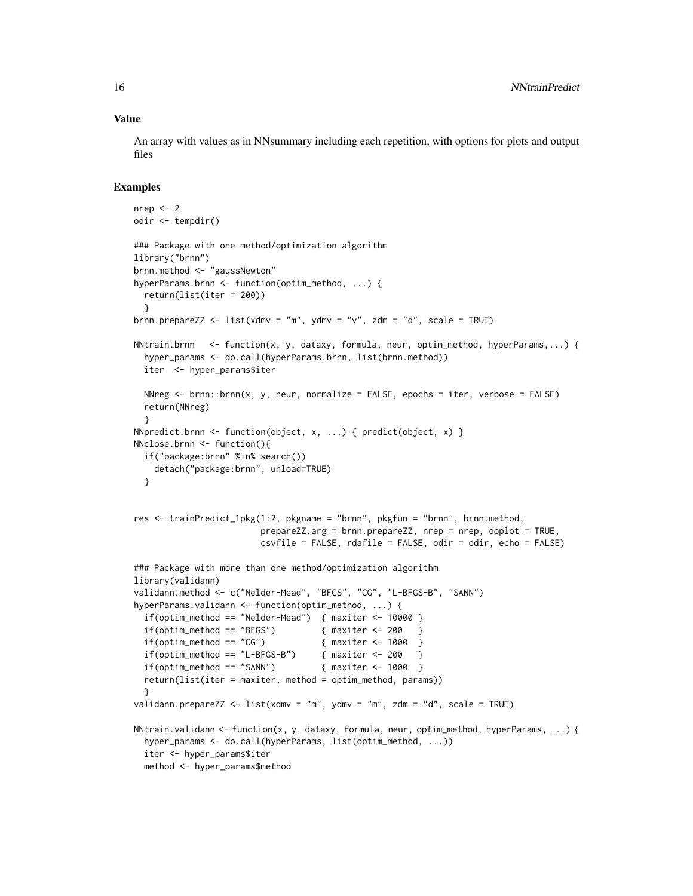### Value

An array with values as in NNsummary including each repetition, with options for plots and output files

### Examples

```
nrep <- 2
odir <- tempdir()

### Package with one method/optimization algorithm
library("brnn")
brnn.method <- "gaussNewton"
hyperParams.brnn <- function(optim_method, ...) {
  return(list(iter = 200))
  }
brnn.prepareZZ <- list(xdmv = "m", ydmv = "v", zdm = "d", scale = TRUE)

NNtrain.brnn   <- function(x, y, dataxy, formula, neur, optim_method, hyperParams,...) {
  hyper_params <- do.call(hyperParams.brnn, list(brnn.method))
  iter  <- hyper_params$iter

  NNreg <- brnn::brnn(x, y, neur, normalize = FALSE, epochs = iter, verbose = FALSE)
  return(NNreg)
  }
NNpredict.brnn <- function(object, x, ...) { predict(object, x) }
NNclose.brnn <- function(){
  if("package:brnn" %in% search())
    detach("package:brnn", unload=TRUE)
  }


res <- trainPredict_1pkg(1:2, pkgname = "brnn", pkgfun = "brnn", brnn.method,
                         prepareZZ.arg = brnn.prepareZZ, nrep = nrep, doplot = TRUE,
                         csvfile = FALSE, rdafile = FALSE, odir = odir, echo = FALSE)

### Package with more than one method/optimization algorithm
library(validann)
validann.method <- c("Nelder-Mead", "BFGS", "CG", "L-BFGS-B", "SANN")
hyperParams.validann <- function(optim_method, ...) {
  if(optim_method == "Nelder-Mead")  { maxiter <- 10000 }
  if(optim_method == "BFGS")         { maxiter <- 200   }
  if(optim_method == "CG")           { maxiter <- 1000  }
  if(optim_method == "L-BFGS-B")     { maxiter <- 200   }
  if(optim_method == "SANN")         { maxiter <- 1000  }
  return(list(iter = maxiter, method = optim_method, params))
  }
validann.prepareZZ <- list(xdmv = "m", ydmv = "m", zdm = "d", scale = TRUE)

NNtrain.validann <- function(x, y, dataxy, formula, neur, optim_method, hyperParams, ...) {
  hyper_params <- do.call(hyperParams, list(optim_method, ...))
  iter <- hyper_params$iter
  method <- hyper_params$method
```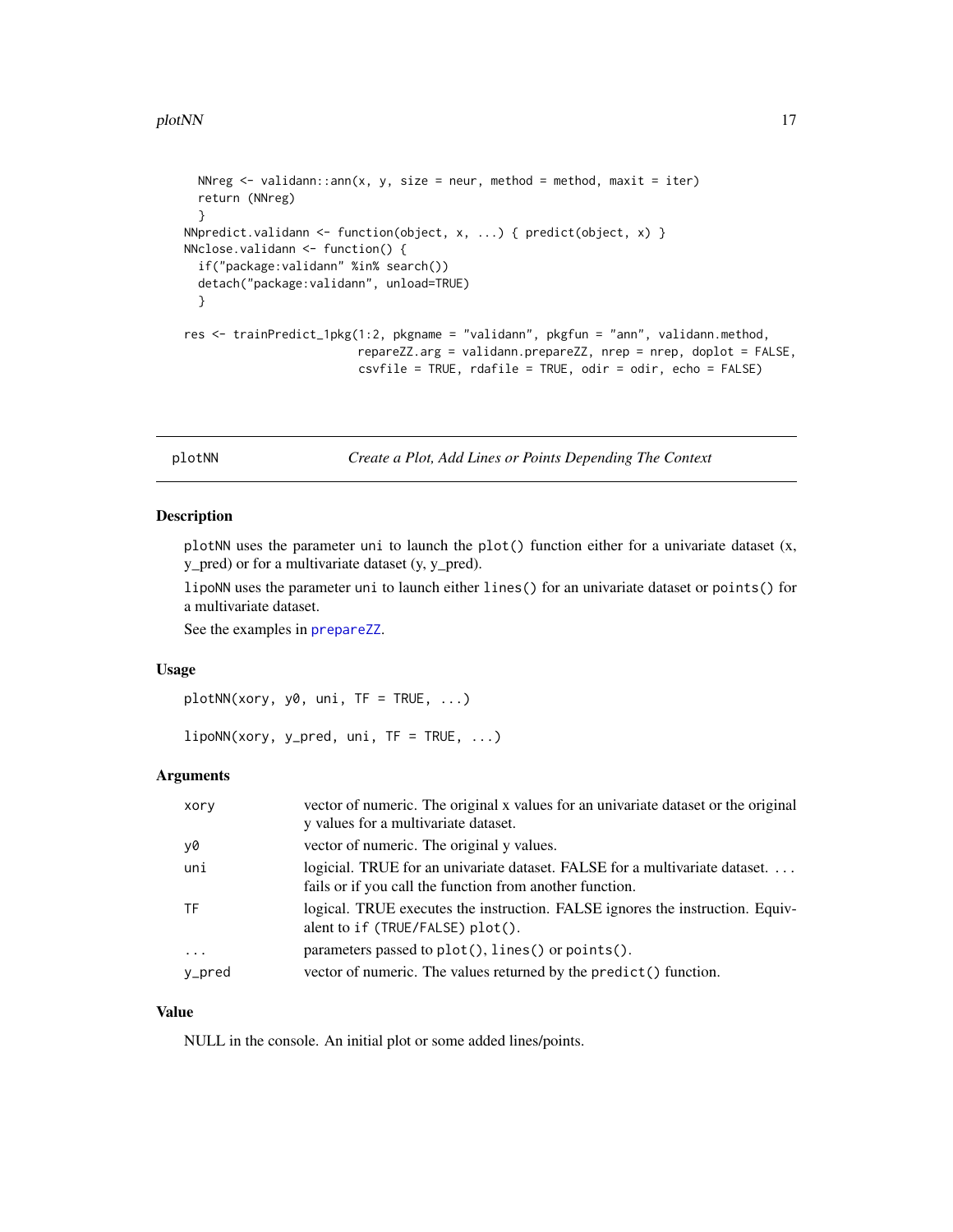```
  NNreg <- validann::ann(x, y, size = neur, method = method, maxit = iter)
  return (NNreg)
  }
NNpredict.validann <- function(object, x, ...) { predict(object, x) }
NNclose.validann <- function() {
  if("package:validann" %in% search())
  detach("package:validann", unload=TRUE)
  }

res <- trainPredict_1pkg(1:2, pkgname = "validann", pkgfun = "ann", validann.method,
                         repareZZ.arg = validann.prepareZZ, nrep = nrep, doplot = FALSE,
                         csvfile = TRUE, rdafile = TRUE, odir = odir, echo = FALSE)
```

## plotNN — *Create a Plot, Add Lines or Points Depending The Context*

### Description

plotNN uses the parameter uni to launch the plot() function either for a univariate dataset (x, y_pred) or for a multivariate dataset (y, y_pred).

lipoNN uses the parameter uni to launch either lines() for an univariate dataset or points() for a multivariate dataset.

See the examples in prepareZZ.

### Usage

```
plotNN(xory, y0, uni, TF = TRUE, ...)

lipoNN(xory, y_pred, uni, TF = TRUE, ...)
```

### Arguments

| | |
|---|---|
| xory | vector of numeric. The original x values for an univariate dataset or the original y values for a multivariate dataset. |
| y0 | vector of numeric. The original y values. |
| uni | logicial. TRUE for an univariate dataset. FALSE for a multivariate dataset. ... fails or if you call the function from another function. |
| TF | logical. TRUE executes the instruction. FALSE ignores the instruction. Equivalent to if (TRUE/FALSE) plot(). |
| ... | parameters passed to plot(), lines() or points(). |
| y_pred | vector of numeric. The values returned by the predict() function. |

### Value

NULL in the console. An initial plot or some added lines/points.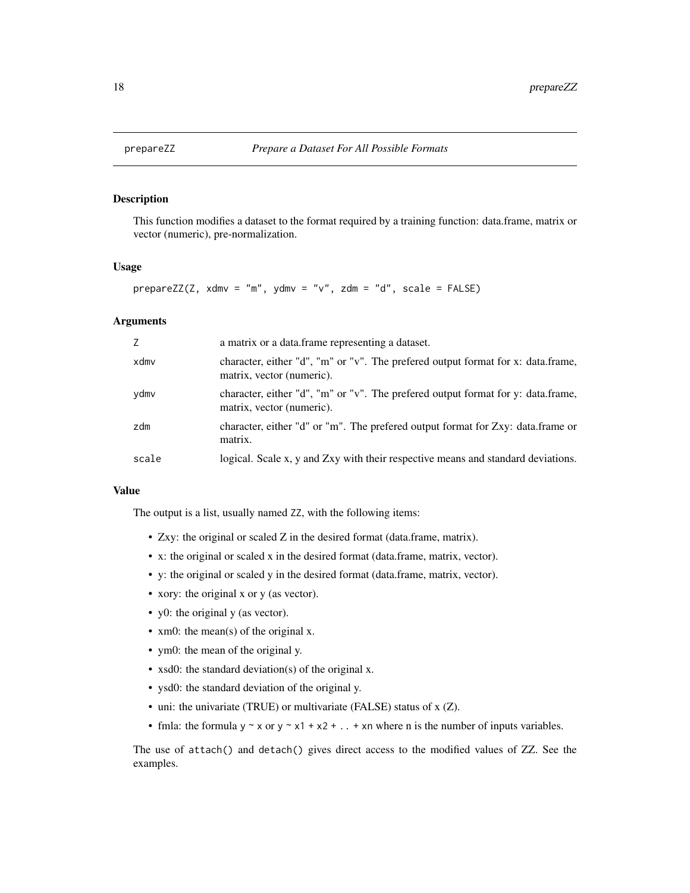## prepareZZ *Prepare a Dataset For All Possible Formats*

### Description

This function modifies a dataset to the format required by a training function: data.frame, matrix or vector (numeric), pre-normalization.

### Usage

```
prepareZZ(Z, xdmv = "m", ydmv = "v", zdm = "d", scale = FALSE)
```

### Arguments

| | |
|---|---|
| Z | a matrix or a data.frame representing a dataset. |
| xdmv | character, either "d", "m" or "v". The prefered output format for x: data.frame, matrix, vector (numeric). |
| ydmv | character, either "d", "m" or "v". The prefered output format for y: data.frame, matrix, vector (numeric). |
| zdm | character, either "d" or "m". The prefered output format for Zxy: data.frame or matrix. |
| scale | logical. Scale x, y and Zxy with their respective means and standard deviations. |

### Value

The output is a list, usually named `ZZ`, with the following items:

- Zxy: the original or scaled Z in the desired format (data.frame, matrix).
- x: the original or scaled x in the desired format (data.frame, matrix, vector).
- y: the original or scaled y in the desired format (data.frame, matrix, vector).
- xory: the original x or y (as vector).
- y0: the original y (as vector).
- xm0: the mean(s) of the original x.
- ym0: the mean of the original y.
- xsd0: the standard deviation(s) of the original x.
- ysd0: the standard deviation of the original y.
- uni: the univariate (TRUE) or multivariate (FALSE) status of x (Z).
- fmla: the formula `y ~ x` or `y ~ x1 + x2 + .. + xn` where n is the number of inputs variables.

The use of `attach()` and `detach()` gives direct access to the modified values of ZZ. See the examples.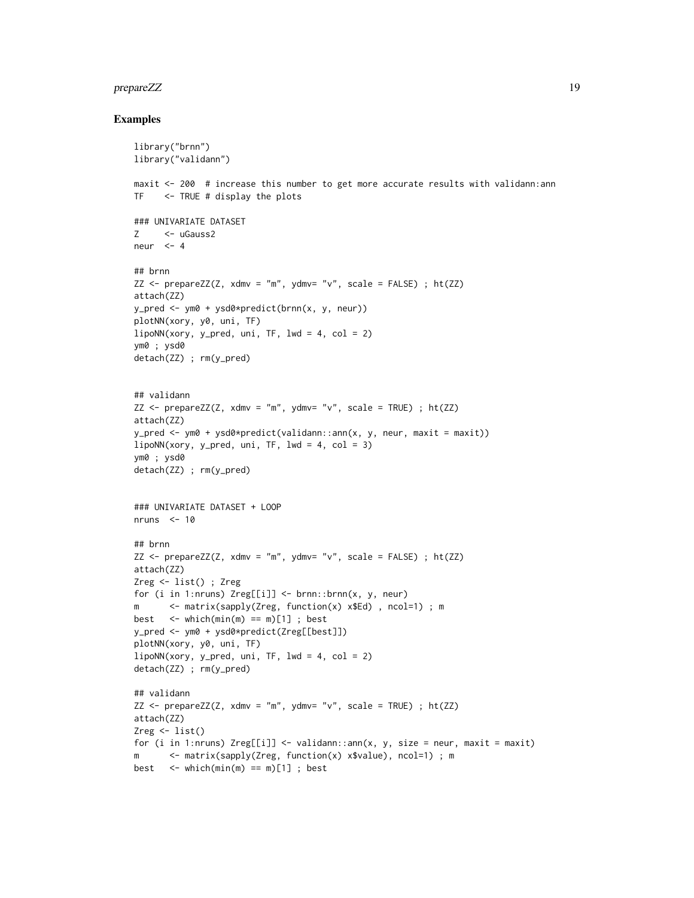## Examples

```
library("brnn")
library("validann")

maxit <- 200  # increase this number to get more accurate results with validann:ann
TF    <- TRUE # display the plots

### UNIVARIATE DATASET
Z     <- uGauss2
neur  <- 4

## brnn
ZZ <- prepareZZ(Z, xdmv = "m", ydmv= "v", scale = FALSE) ; ht(ZZ)
attach(ZZ)
y_pred <- ym0 + ysd0*predict(brnn(x, y, neur))
plotNN(xory, y0, uni, TF)
lipoNN(xory, y_pred, uni, TF, lwd = 4, col = 2)
ym0 ; ysd0
detach(ZZ) ; rm(y_pred)


## validann
ZZ <- prepareZZ(Z, xdmv = "m", ydmv= "v", scale = TRUE) ; ht(ZZ)
attach(ZZ)
y_pred <- ym0 + ysd0*predict(validann::ann(x, y, neur, maxit = maxit))
lipoNN(xory, y_pred, uni, TF, lwd = 4, col = 3)
ym0 ; ysd0
detach(ZZ) ; rm(y_pred)


### UNIVARIATE DATASET + LOOP
nruns  <- 10

## brnn
ZZ <- prepareZZ(Z, xdmv = "m", ydmv= "v", scale = FALSE) ; ht(ZZ)
attach(ZZ)
Zreg <- list() ; Zreg
for (i in 1:nruns) Zreg[[i]] <- brnn::brnn(x, y, neur)
m      <- matrix(sapply(Zreg, function(x) x$Ed) , ncol=1) ; m
best   <- which(min(m) == m)[1] ; best
y_pred <- ym0 + ysd0*predict(Zreg[[best]])
plotNN(xory, y0, uni, TF)
lipoNN(xory, y_pred, uni, TF, lwd = 4, col = 2)
detach(ZZ) ; rm(y_pred)

## validann
ZZ <- prepareZZ(Z, xdmv = "m", ydmv= "v", scale = TRUE) ; ht(ZZ)
attach(ZZ)
Zreg <- list()
for (i in 1:nruns) Zreg[[i]] <- validann::ann(x, y, size = neur, maxit = maxit)
m      <- matrix(sapply(Zreg, function(x) x$value), ncol=1) ; m
best   <- which(min(m) == m)[1] ; best
```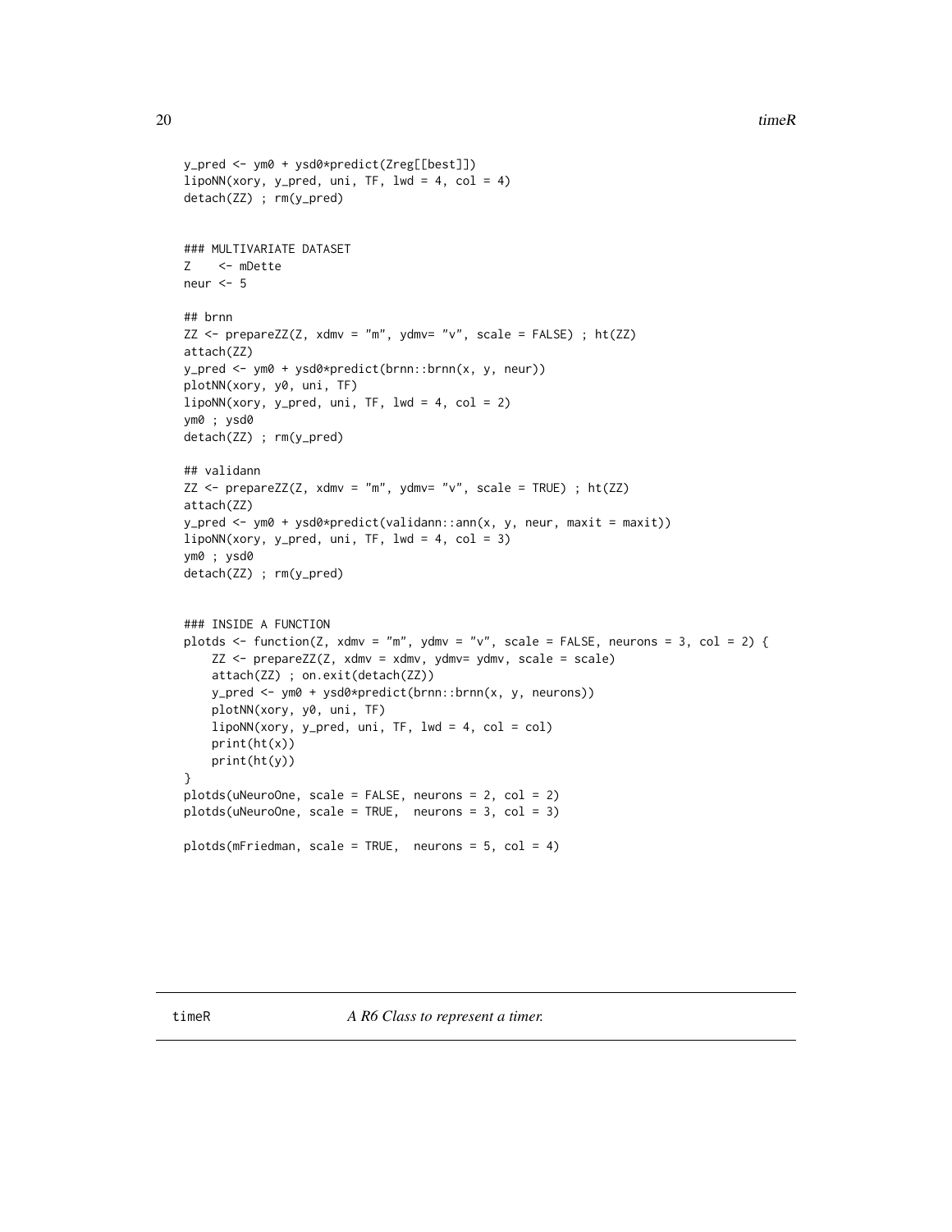```
y_pred <- ym0 + ysd0*predict(Zreg[[best]])
lipoNN(xory, y_pred, uni, TF, lwd = 4, col = 4)
detach(ZZ) ; rm(y_pred)


### MULTIVARIATE DATASET
Z    <- mDette
neur <- 5

## brnn
ZZ <- prepareZZ(Z, xdmv = "m", ydmv= "v", scale = FALSE) ; ht(ZZ)
attach(ZZ)
y_pred <- ym0 + ysd0*predict(brnn::brnn(x, y, neur))
plotNN(xory, y0, uni, TF)
lipoNN(xory, y_pred, uni, TF, lwd = 4, col = 2)
ym0 ; ysd0
detach(ZZ) ; rm(y_pred)

## validann
ZZ <- prepareZZ(Z, xdmv = "m", ydmv= "v", scale = TRUE) ; ht(ZZ)
attach(ZZ)
y_pred <- ym0 + ysd0*predict(validann::ann(x, y, neur, maxit = maxit))
lipoNN(xory, y_pred, uni, TF, lwd = 4, col = 3)
ym0 ; ysd0
detach(ZZ) ; rm(y_pred)


### INSIDE A FUNCTION
plotds <- function(Z, xdmv = "m", ydmv = "v", scale = FALSE, neurons = 3, col = 2) {
    ZZ <- prepareZZ(Z, xdmv = xdmv, ydmv= ydmv, scale = scale)
    attach(ZZ) ; on.exit(detach(ZZ))
    y_pred <- ym0 + ysd0*predict(brnn::brnn(x, y, neurons))
    plotNN(xory, y0, uni, TF)
    lipoNN(xory, y_pred, uni, TF, lwd = 4, col = col)
    print(ht(x))
    print(ht(y))
}
plotds(uNeuroOne, scale = FALSE, neurons = 2, col = 2)
plotds(uNeuroOne, scale = TRUE,  neurons = 3, col = 3)

plotds(mFriedman, scale = TRUE,  neurons = 5, col = 4)
```

---

## timeR — *A R6 Class to represent a timer.*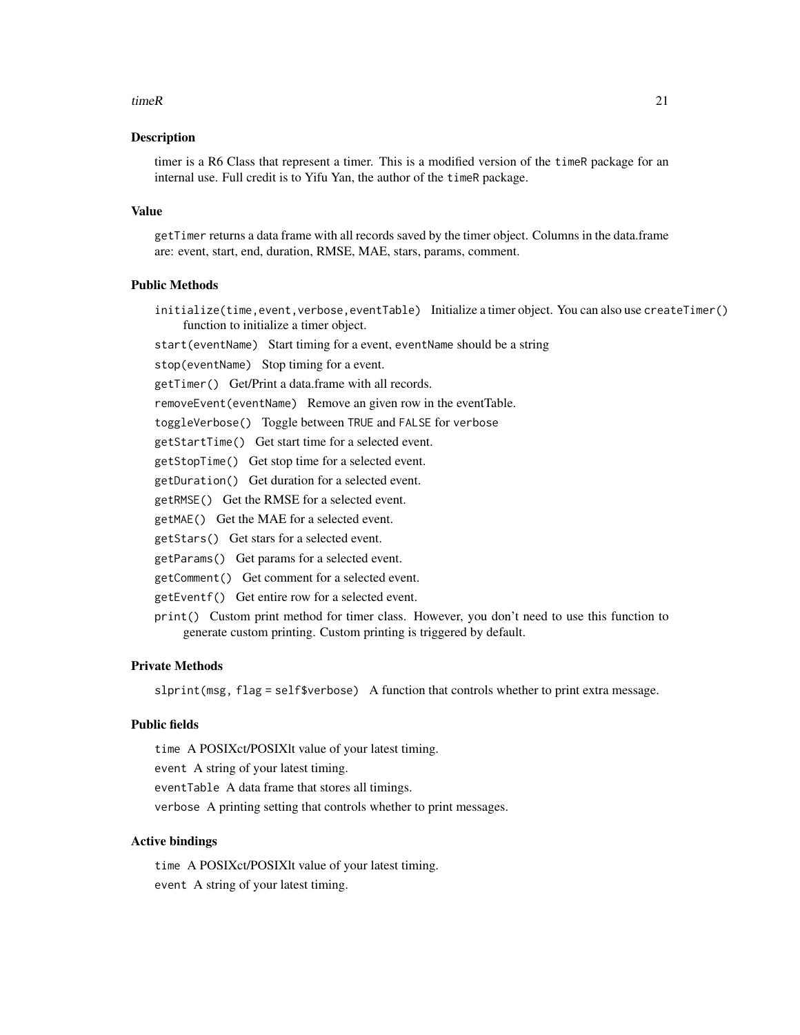## Description

timer is a R6 Class that represent a timer. This is a modified version of the `timeR` package for an internal use. Full credit is to Yifu Yan, the author of the `timeR` package.

## Value

`getTimer` returns a data frame with all records saved by the timer object. Columns in the data.frame are: event, start, end, duration, RMSE, MAE, stars, params, comment.

## Public Methods

- `initialize(time,event,verbose,eventTable)` Initialize a timer object. You can also use `createTimer()` function to initialize a timer object.
- `start(eventName)` Start timing for a event, `eventName` should be a string
- `stop(eventName)` Stop timing for a event.
- `getTimer()` Get/Print a data.frame with all records.
- `removeEvent(eventName)` Remove an given row in the eventTable.
- `toggleVerbose()` Toggle between `TRUE` and `FALSE` for `verbose`
- `getStartTime()` Get start time for a selected event.
- `getStopTime()` Get stop time for a selected event.
- `getDuration()` Get duration for a selected event.
- `getRMSE()` Get the RMSE for a selected event.
- `getMAE()` Get the MAE for a selected event.
- `getStars()` Get stars for a selected event.
- `getParams()` Get params for a selected event.
- `getComment()` Get comment for a selected event.
- `getEventf()` Get entire row for a selected event.
- `print()` Custom print method for timer class. However, you don't need to use this function to generate custom printing. Custom printing is triggered by default.

## Private Methods

- `slprint(msg, flag = self$verbose)` A function that controls whether to print extra message.

## Public fields

- `time` A POSIXct/POSIXlt value of your latest timing.
- `event` A string of your latest timing.
- `eventTable` A data frame that stores all timings.
- `verbose` A printing setting that controls whether to print messages.

## Active bindings

- `time` A POSIXct/POSIXlt value of your latest timing.
- `event` A string of your latest timing.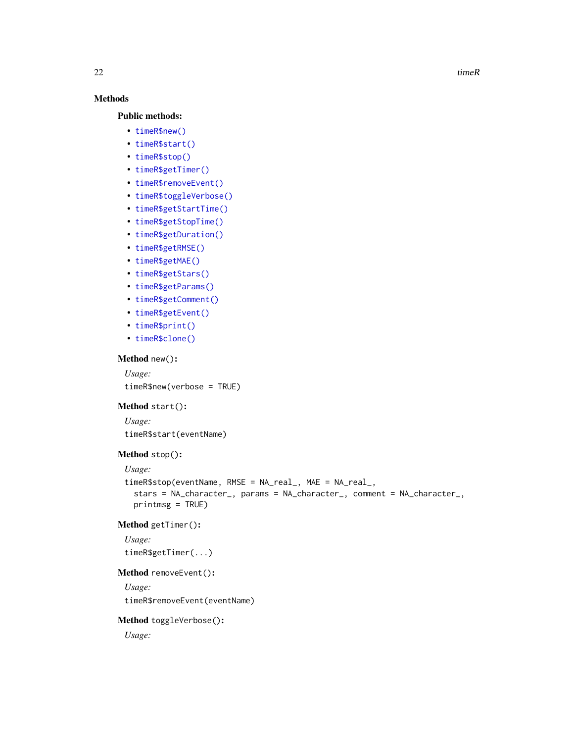## Methods

### Public methods:

- `timeR$new()`
- `timeR$start()`
- `timeR$stop()`
- `timeR$getTimer()`
- `timeR$removeEvent()`
- `timeR$toggleVerbose()`
- `timeR$getStartTime()`
- `timeR$getStopTime()`
- `timeR$getDuration()`
- `timeR$getRMSE()`
- `timeR$getMAE()`
- `timeR$getStars()`
- `timeR$getParams()`
- `timeR$getComment()`
- `timeR$getEvent()`
- `timeR$print()`
- `timeR$clone()`

**Method** `new()`:

*Usage:*

```
timeR$new(verbose = TRUE)
```

**Method** `start()`:

*Usage:*

```
timeR$start(eventName)
```

**Method** `stop()`:

*Usage:*

```
timeR$stop(eventName, RMSE = NA_real_, MAE = NA_real_,
  stars = NA_character_, params = NA_character_, comment = NA_character_,
  printmsg = TRUE)
```

**Method** `getTimer()`:

*Usage:*

```
timeR$getTimer(...)
```

**Method** `removeEvent()`:

*Usage:*

```
timeR$removeEvent(eventName)
```

**Method** `toggleVerbose()`:

*Usage:*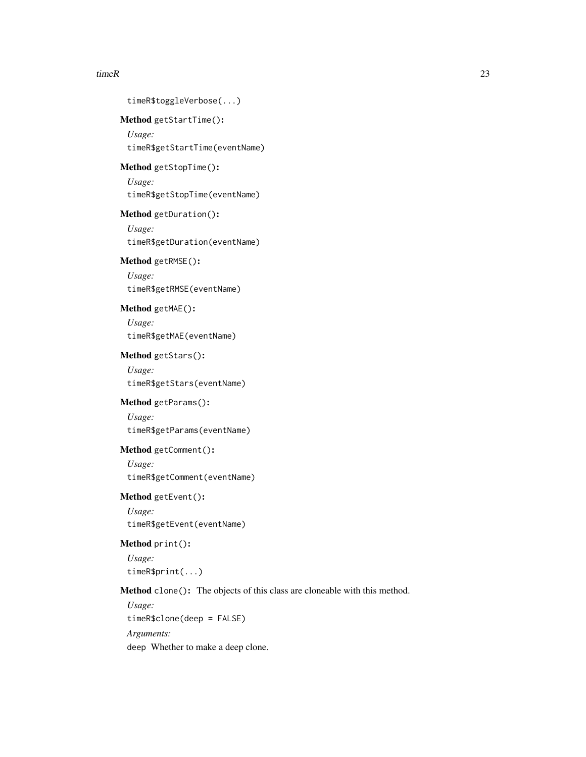```
timeR$toggleVerbose(...)
```

**Method** `getStartTime()`:

*Usage:*

```
timeR$getStartTime(eventName)
```

**Method** `getStopTime()`:

*Usage:*

```
timeR$getStopTime(eventName)
```

**Method** `getDuration()`:

*Usage:*

```
timeR$getDuration(eventName)
```

**Method** `getRMSE()`:

*Usage:*

```
timeR$getRMSE(eventName)
```

**Method** `getMAE()`:

*Usage:*

```
timeR$getMAE(eventName)
```

**Method** `getStars()`:

*Usage:*

```
timeR$getStars(eventName)
```

**Method** `getParams()`:

*Usage:*

```
timeR$getParams(eventName)
```

**Method** `getComment()`:

*Usage:*

```
timeR$getComment(eventName)
```

**Method** `getEvent()`:

*Usage:*

```
timeR$getEvent(eventName)
```

**Method** `print()`:

*Usage:*

```
timeR$print(...)
```

**Method** `clone()`: The objects of this class are cloneable with this method.

*Usage:*

```
timeR$clone(deep = FALSE)
```

*Arguments:*

`deep` Whether to make a deep clone.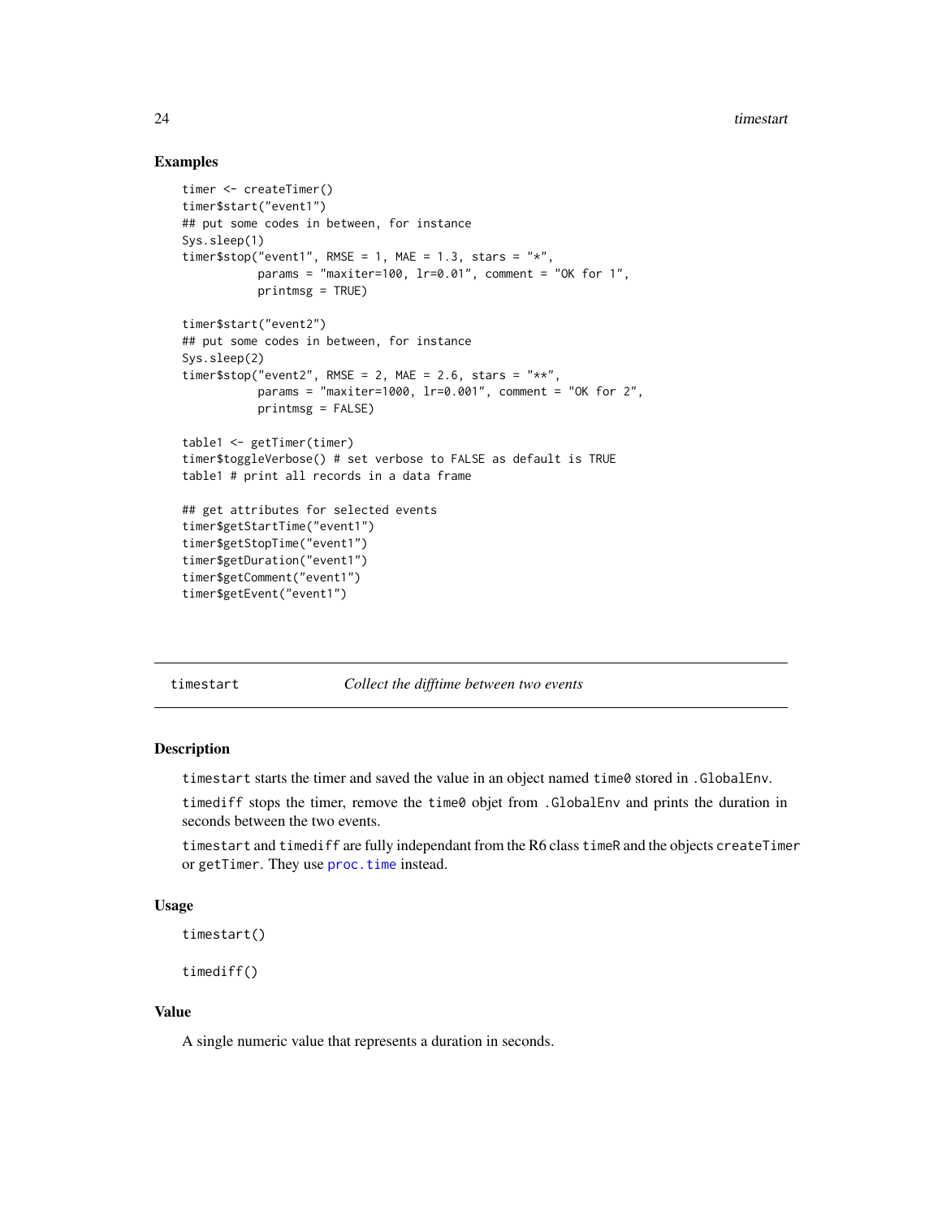## Examples

```
timer <- createTimer()
timer$start("event1")
## put some codes in between, for instance
Sys.sleep(1)
timer$stop("event1", RMSE = 1, MAE = 1.3, stars = "*",
           params = "maxiter=100, lr=0.01", comment = "OK for 1",
           printmsg = TRUE)

timer$start("event2")
## put some codes in between, for instance
Sys.sleep(2)
timer$stop("event2", RMSE = 2, MAE = 2.6, stars = "**",
           params = "maxiter=1000, lr=0.001", comment = "OK for 2",
           printmsg = FALSE)

table1 <- getTimer(timer)
timer$toggleVerbose() # set verbose to FALSE as default is TRUE
table1 # print all records in a data frame

## get attributes for selected events
timer$getStartTime("event1")
timer$getStopTime("event1")
timer$getDuration("event1")
timer$getComment("event1")
timer$getEvent("event1")
```

---

# timestart — *Collect the difftime between two events*

## Description

`timestart` starts the timer and saved the value in an object named `time0` stored in `.GlobalEnv`.

`timediff` stops the timer, remove the `time0` objet from `.GlobalEnv` and prints the duration in seconds between the two events.

`timestart` and `timediff` are fully independant from the R6 class `timeR` and the objects `createTimer` or `getTimer`. They use `proc.time` instead.

## Usage

```
timestart()

timediff()
```

## Value

A single numeric value that represents a duration in seconds.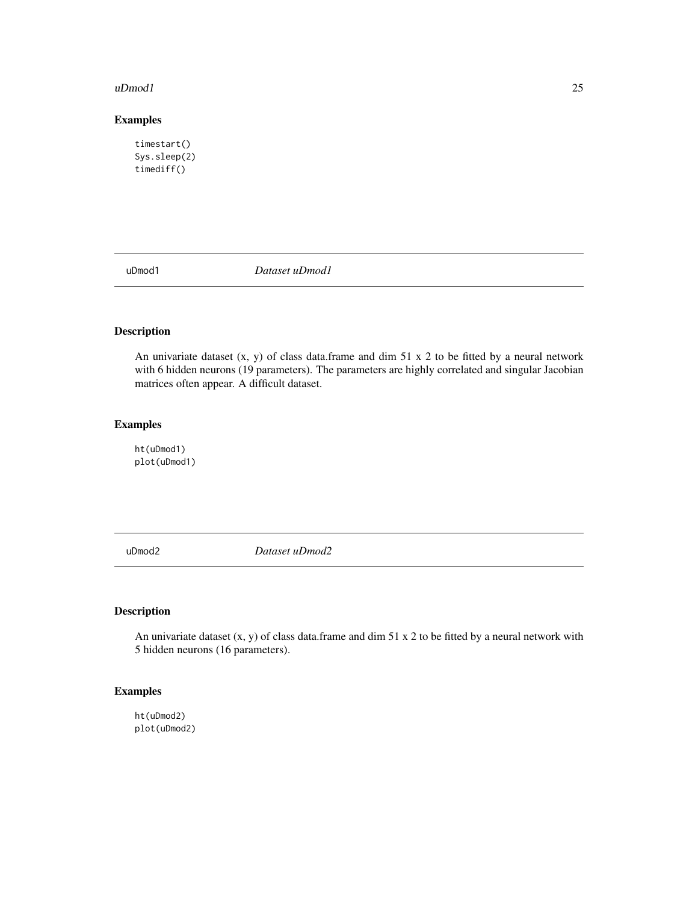## Examples

```
timestart()
Sys.sleep(2)
timediff()
```

---

## uDmod1 *Dataset uDmod1*

---

### Description

An univariate dataset (x, y) of class data.frame and dim 51 x 2 to be fitted by a neural network with 6 hidden neurons (19 parameters). The parameters are highly correlated and singular Jacobian matrices often appear. A difficult dataset.

### Examples

```
ht(uDmod1)
plot(uDmod1)
```

---

## uDmod2 *Dataset uDmod2*

---

### Description

An univariate dataset (x, y) of class data.frame and dim 51 x 2 to be fitted by a neural network with 5 hidden neurons (16 parameters).

### Examples

```
ht(uDmod2)
plot(uDmod2)
```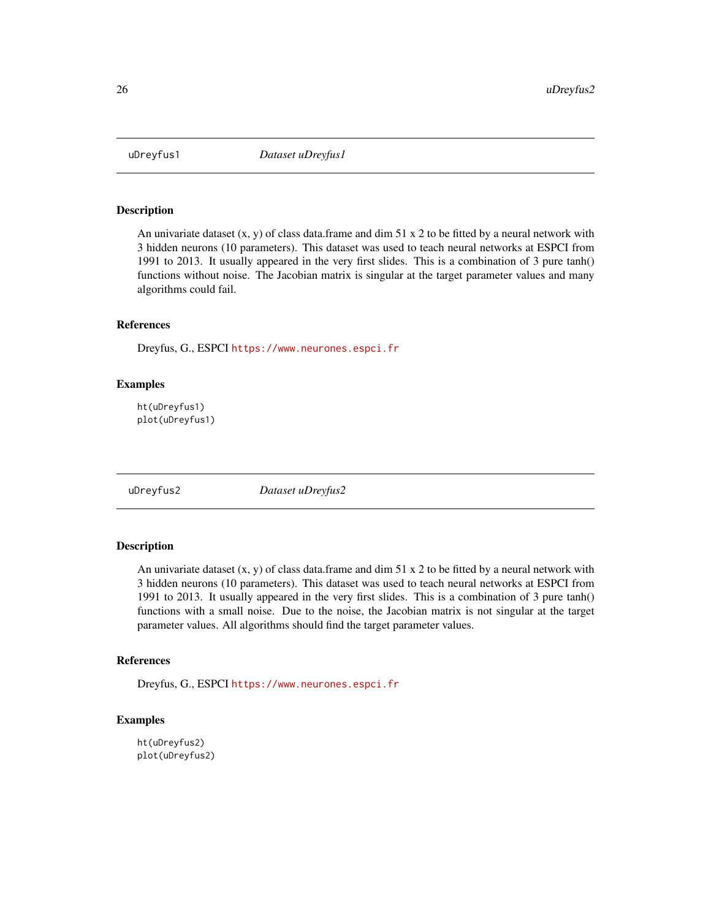## uDreyfus1 — *Dataset uDreyfus1*

### Description

An univariate dataset (x, y) of class data.frame and dim 51 x 2 to be fitted by a neural network with 3 hidden neurons (10 parameters). This dataset was used to teach neural networks at ESPCI from 1991 to 2013. It usually appeared in the very first slides. This is a combination of 3 pure tanh() functions without noise. The Jacobian matrix is singular at the target parameter values and many algorithms could fail.

### References

Dreyfus, G., ESPCI https://www.neurones.espci.fr

### Examples

```
ht(uDreyfus1)
plot(uDreyfus1)
```

## uDreyfus2 — *Dataset uDreyfus2*

### Description

An univariate dataset (x, y) of class data.frame and dim 51 x 2 to be fitted by a neural network with 3 hidden neurons (10 parameters). This dataset was used to teach neural networks at ESPCI from 1991 to 2013. It usually appeared in the very first slides. This is a combination of 3 pure tanh() functions with a small noise. Due to the noise, the Jacobian matrix is not singular at the target parameter values. All algorithms should find the target parameter values.

### References

Dreyfus, G., ESPCI https://www.neurones.espci.fr

### Examples

```
ht(uDreyfus2)
plot(uDreyfus2)
```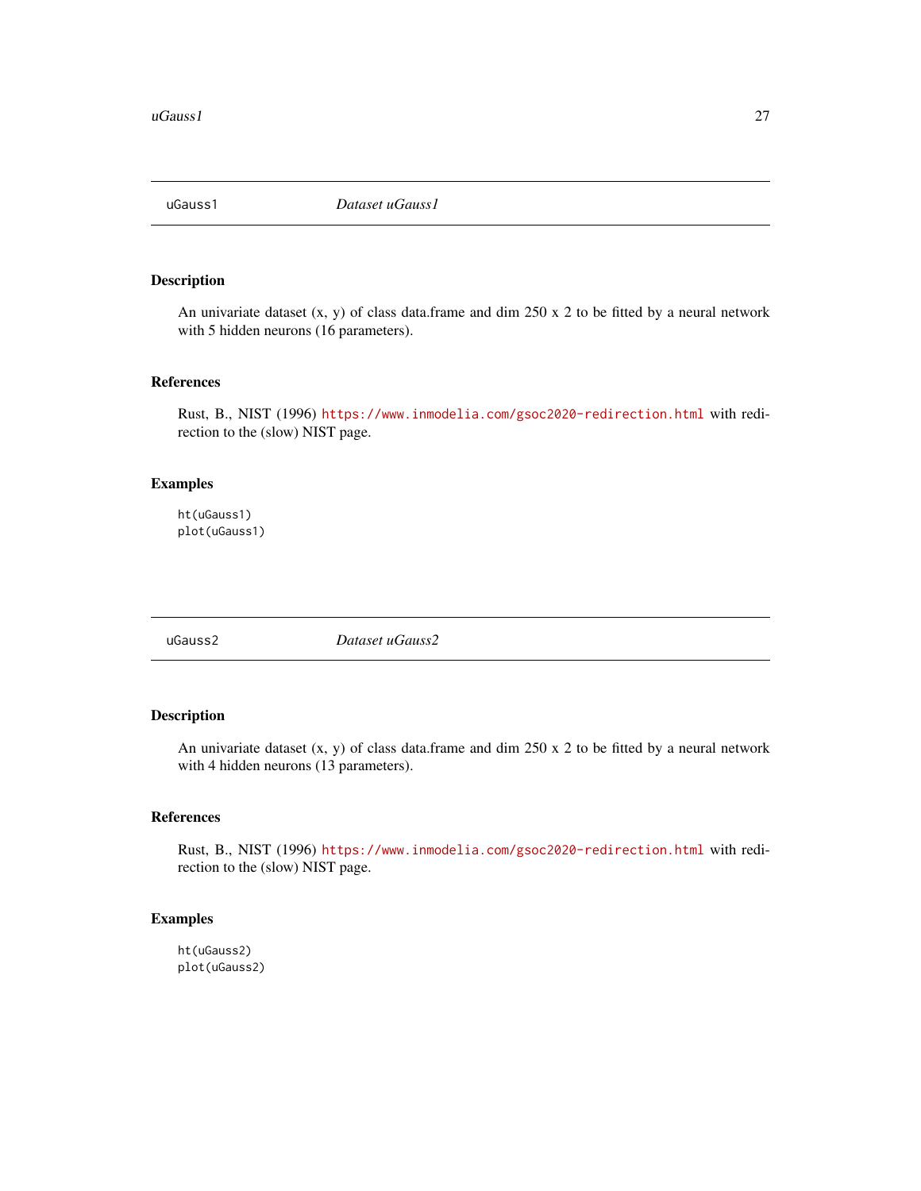## uGauss1 — *Dataset uGauss1*

### Description

An univariate dataset (x, y) of class data.frame and dim 250 x 2 to be fitted by a neural network with 5 hidden neurons (16 parameters).

### References

Rust, B., NIST (1996) https://www.inmodelia.com/gsoc2020-redirection.html with redirection to the (slow) NIST page.

### Examples

```
ht(uGauss1)
plot(uGauss1)
```

## uGauss2 — *Dataset uGauss2*

### Description

An univariate dataset (x, y) of class data.frame and dim 250 x 2 to be fitted by a neural network with 4 hidden neurons (13 parameters).

### References

Rust, B., NIST (1996) https://www.inmodelia.com/gsoc2020-redirection.html with redirection to the (slow) NIST page.

### Examples

```
ht(uGauss2)
plot(uGauss2)
```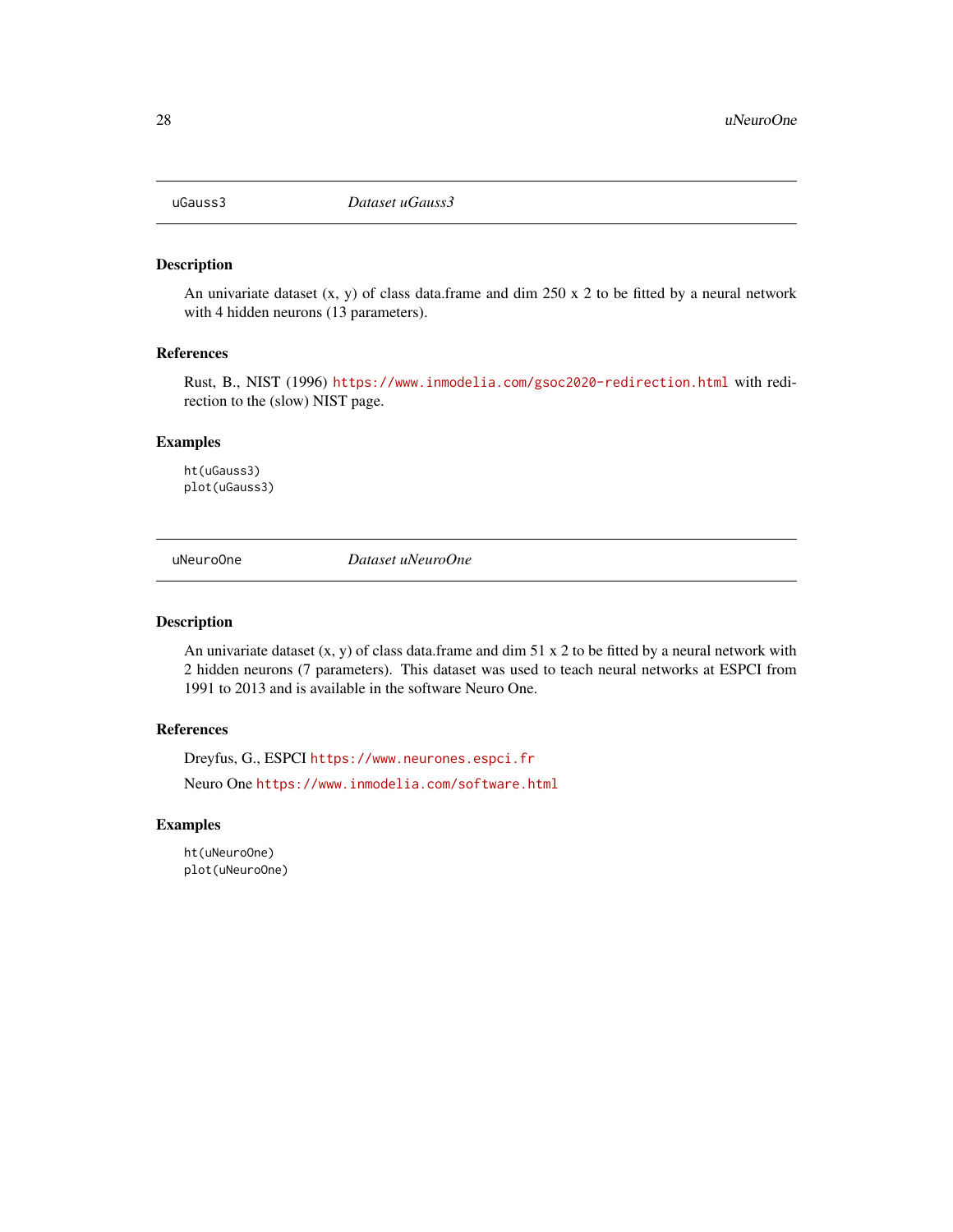## uGauss3 *Dataset uGauss3*

### Description

An univariate dataset (x, y) of class data.frame and dim 250 x 2 to be fitted by a neural network with 4 hidden neurons (13 parameters).

### References

Rust, B., NIST (1996) https://www.inmodelia.com/gsoc2020-redirection.html with redirection to the (slow) NIST page.

### Examples

```
ht(uGauss3)
plot(uGauss3)
```

## uNeuroOne *Dataset uNeuroOne*

### Description

An univariate dataset (x, y) of class data.frame and dim 51 x 2 to be fitted by a neural network with 2 hidden neurons (7 parameters). This dataset was used to teach neural networks at ESPCI from 1991 to 2013 and is available in the software Neuro One.

### References

Dreyfus, G., ESPCI https://www.neurones.espci.fr

Neuro One https://www.inmodelia.com/software.html

### Examples

```
ht(uNeuroOne)
plot(uNeuroOne)
```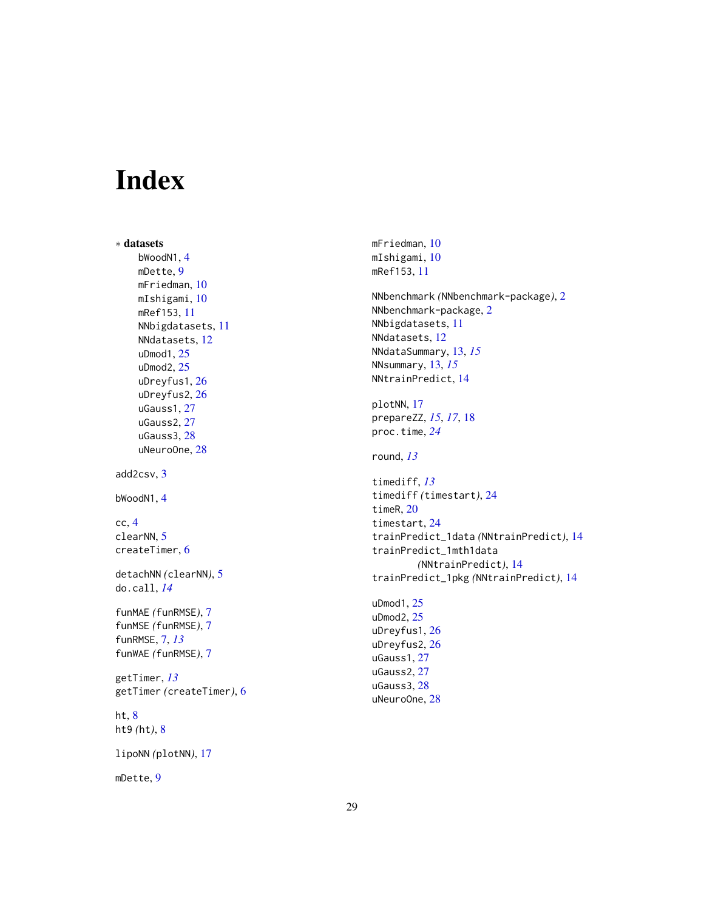# Index

∗ **datasets**

bWoodN1, 4
mDette, 9
mFriedman, 10
mIshigami, 10
mRef153, 11
NNbigdatasets, 11
NNdatasets, 12
uDmod1, 25
uDmod2, 25
uDreyfus1, 26
uDreyfus2, 26
uGauss1, 27
uGauss2, 27
uGauss3, 28
uNeuroOne, 28

add2csv, 3

bWoodN1, 4

cc, 4
clearNN, 5
createTimer, 6

detachNN *(clearNN)*, 5
do.call, *14*

funMAE *(funRMSE)*, 7
funMSE *(funRMSE)*, 7
funRMSE, 7, *13*
funWAE *(funRMSE)*, 7

getTimer, *13*
getTimer *(createTimer)*, 6

ht, 8
ht9 *(ht)*, 8

lipoNN *(plotNN)*, 17

mDette, 9
mFriedman, 10
mIshigami, 10
mRef153, 11

NNbenchmark *(NNbenchmark-package)*, 2
NNbenchmark-package, 2
NNbigdatasets, 11
NNdatasets, 12
NNdataSummary, 13, *15*
NNsummary, 13, *15*
NNtrainPredict, 14

plotNN, 17
prepareZZ, *15*, *17*, 18
proc.time, *24*

round, *13*

timediff, *13*
timediff *(timestart)*, 24
timeR, 20
timestart, 24
trainPredict_1data *(NNtrainPredict)*, 14
trainPredict_1mth1data *(NNtrainPredict)*, 14
trainPredict_1pkg *(NNtrainPredict)*, 14

uDmod1, 25
uDmod2, 25
uDreyfus1, 26
uDreyfus2, 26
uGauss1, 27
uGauss2, 27
uGauss3, 28
uNeuroOne, 28